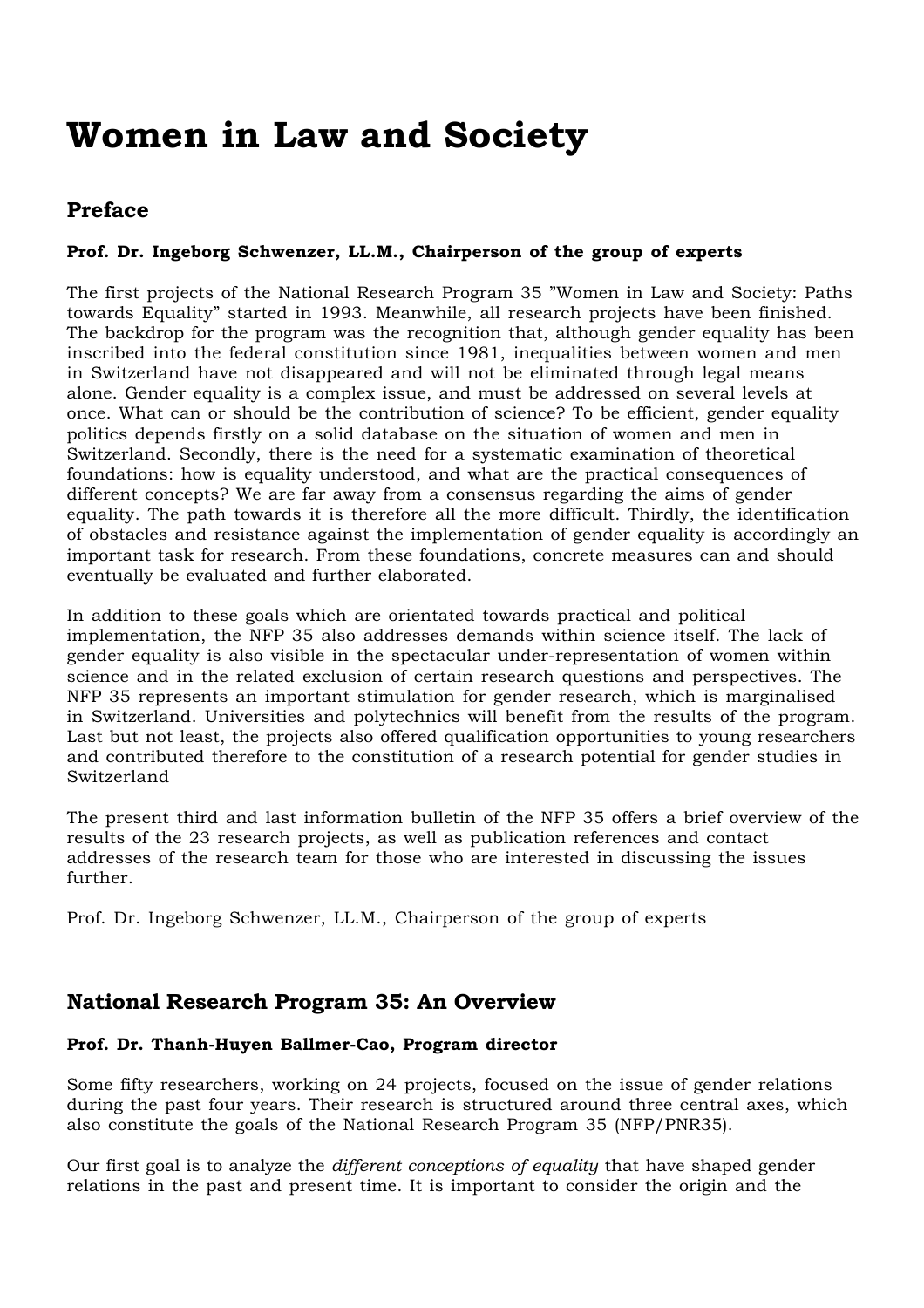# Women in Law and Society

## Preface

**Prof. Dr. Ingeborg Schwenzer, LL.M., Chairperson of the group of experts**

The first projects of the National Research Program 35 "Women in Law and Society: Paths towards Equality" started in 1993. Meanwhile, all research projects have been finished. The backdrop for the program was the recognition that, although gender equality has been inscribed into the federal constitution since 1981, inequalities between women and men in Switzerland have not disappeared and will not be eliminated through legal means alone. Gender equality is a complex issue, and must be addressed on several levels at once. What can or should be the contribution of science? To be efficient, gender equality politics depends firstly on a solid database on the situation of women and men in Switzerland. Secondly, there is the need for a systematic examination of theoretical foundations: how is equality understood, and what are the practical consequences of different concepts? We are far away from a consensus regarding the aims of gender equality. The path towards it is therefore all the more difficult. Thirdly, the identification of obstacles and resistance against the implementation of gender equality is accordingly an important task for research. From these foundations, concrete measures can and should eventually be evaluated and further elaborated.

In addition to these goals which are orientated towards practical and political implementation, the NFP 35 also addresses demands within science itself. The lack of gender equality is also visible in the spectacular under-representation of women within science and in the related exclusion of certain research questions and perspectives. The NFP 35 represents an important stimulation for gender research, which is marginalised in Switzerland. Universities and polytechnics will benefit from the results of the program. Last but not least, the projects also offered qualification opportunities to young researchers and contributed therefore to the constitution of a research potential for gender studies in Switzerland

The present third and last information bulletin of the NFP 35 offers a brief overview of the results of the 23 research projects, as well as publication references and contact addresses of the research team for those who are interested in discussing the issues further.

Prof. Dr. Ingeborg Schwenzer, LL.M., Chairperson of the group of experts

## National Research Program 35: An Overview

**Prof. Dr. Thanh-Huyen Ballmer-Cao, Program director**

Some fifty researchers, working on 24 projects, focused on the issue of gender relations during the past four years. Their research is structured around three central axes, which also constitute the goals of the National Research Program 35 (NFP/PNR35).

Our first goal is to analyze the *different conceptions of equality* that have shaped gender relations in the past and present time. It is important to consider the origin and the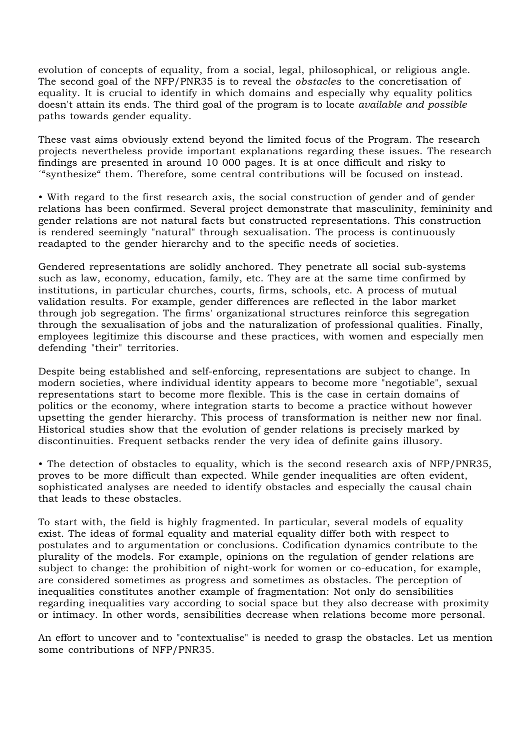evolution of concepts of equality, from a social, legal, philosophical, or religious angle. The second goal of the NFP/PNR35 is to reveal the *obstacles* to the concretisation of equality. It is crucial to identify in which domains and especially why equality politics doesn't attain its ends. The third goal of the program is to locate *available and possible* paths towards gender equality.

These vast aims obviously extend beyond the limited focus of the Program. The research projects nevertheless provide important explanations regarding these issues. The research findings are presented in around 10 000 pages. It is at once difficult and risky to ´"synthesize" them. Therefore, some central contributions will be focused on instead.

• With regard to the first research axis, the social construction of gender and of gender relations has been confirmed. Several project demonstrate that masculinity, femininity and gender relations are not natural facts but constructed representations. This construction is rendered seemingly "natural" through sexualisation. The process is continuously readapted to the gender hierarchy and to the specific needs of societies.

Gendered representations are solidly anchored. They penetrate all social sub-systems such as law, economy, education, family, etc. They are at the same time confirmed by institutions, in particular churches, courts, firms, schools, etc. A process of mutual validation results. For example, gender differences are reflected in the labor market through job segregation. The firms' organizational structures reinforce this segregation through the sexualisation of jobs and the naturalization of professional qualities. Finally, employees legitimize this discourse and these practices, with women and especially men defending "their" territories.

Despite being established and self-enforcing, representations are subject to change. In modern societies, where individual identity appears to become more "negotiable", sexual representations start to become more flexible. This is the case in certain domains of politics or the economy, where integration starts to become a practice without however upsetting the gender hierarchy. This process of transformation is neither new nor final. Historical studies show that the evolution of gender relations is precisely marked by discontinuities. Frequent setbacks render the very idea of definite gains illusory.

• The detection of obstacles to equality, which is the second research axis of NFP/PNR35, proves to be more difficult than expected. While gender inequalities are often evident, sophisticated analyses are needed to identify obstacles and especially the causal chain that leads to these obstacles.

To start with, the field is highly fragmented. In particular, several models of equality exist. The ideas of formal equality and material equality differ both with respect to postulates and to argumentation or conclusions. Codification dynamics contribute to the plurality of the models. For example, opinions on the regulation of gender relations are subject to change: the prohibition of night-work for women or co-education, for example, are considered sometimes as progress and sometimes as obstacles. The perception of inequalities constitutes another example of fragmentation: Not only do sensibilities regarding inequalities vary according to social space but they also decrease with proximity or intimacy. In other words, sensibilities decrease when relations become more personal.

An effort to uncover and to "contextualise" is needed to grasp the obstacles. Let us mention some contributions of NFP/PNR35.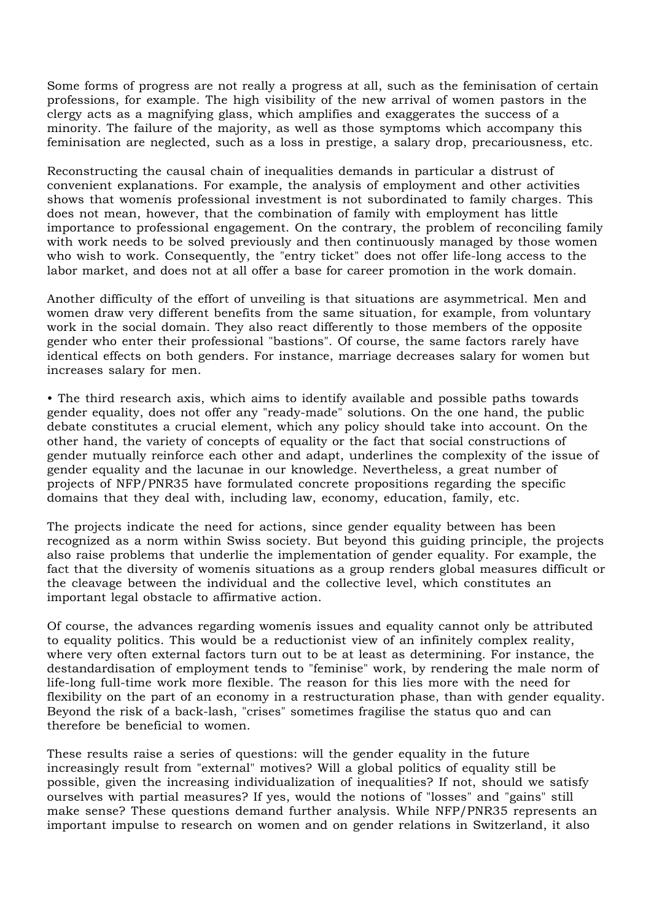Some forms of progress are not really a progress at all, such as the feminisation of certain professions, for example. The high visibility of the new arrival of women pastors in the clergy acts as a magnifying glass, which amplifies and exaggerates the success of a minority. The failure of the majority, as well as those symptoms which accompany this feminisation are neglected, such as a loss in prestige, a salary drop, precariousness, etc.

Reconstructing the causal chain of inequalities demands in particular a distrust of convenient explanations. For example, the analysis of employment and other activities shows that womenís professional investment is not subordinated to family charges. This does not mean, however, that the combination of family with employment has little importance to professional engagement. On the contrary, the problem of reconciling family with work needs to be solved previously and then continuously managed by those women who wish to work. Consequently, the "entry ticket" does not offer life-long access to the labor market, and does not at all offer a base for career promotion in the work domain.

Another difficulty of the effort of unveiling is that situations are asymmetrical. Men and women draw very different benefits from the same situation, for example, from voluntary work in the social domain. They also react differently to those members of the opposite gender who enter their professional "bastions". Of course, the same factors rarely have identical effects on both genders. For instance, marriage decreases salary for women but increases salary for men.

• The third research axis, which aims to identify available and possible paths towards gender equality, does not offer any "ready-made" solutions. On the one hand, the public debate constitutes a crucial element, which any policy should take into account. On the other hand, the variety of concepts of equality or the fact that social constructions of gender mutually reinforce each other and adapt, underlines the complexity of the issue of gender equality and the lacunae in our knowledge. Nevertheless, a great number of projects of NFP/PNR35 have formulated concrete propositions regarding the specific domains that they deal with, including law, economy, education, family, etc.

The projects indicate the need for actions, since gender equality between has been recognized as a norm within Swiss society. But beyond this guiding principle, the projects also raise problems that underlie the implementation of gender equality. For example, the fact that the diversity of womenís situations as a group renders global measures difficult or the cleavage between the individual and the collective level, which constitutes an important legal obstacle to affirmative action.

Of course, the advances regarding womenís issues and equality cannot only be attributed to equality politics. This would be a reductionist view of an infinitely complex reality, where very often external factors turn out to be at least as determining. For instance, the destandardisation of employment tends to "feminise" work, by rendering the male norm of life-long full-time work more flexible. The reason for this lies more with the need for flexibility on the part of an economy in a restructuration phase, than with gender equality. Beyond the risk of a back-lash, "crises" sometimes fragilise the status quo and can therefore be beneficial to women.

These results raise a series of questions: will the gender equality in the future increasingly result from "external" motives? Will a global politics of equality still be possible, given the increasing individualization of inequalities? If not, should we satisfy ourselves with partial measures? If yes, would the notions of "losses" and "gains" still make sense? These questions demand further analysis. While NFP/PNR35 represents an important impulse to research on women and on gender relations in Switzerland, it also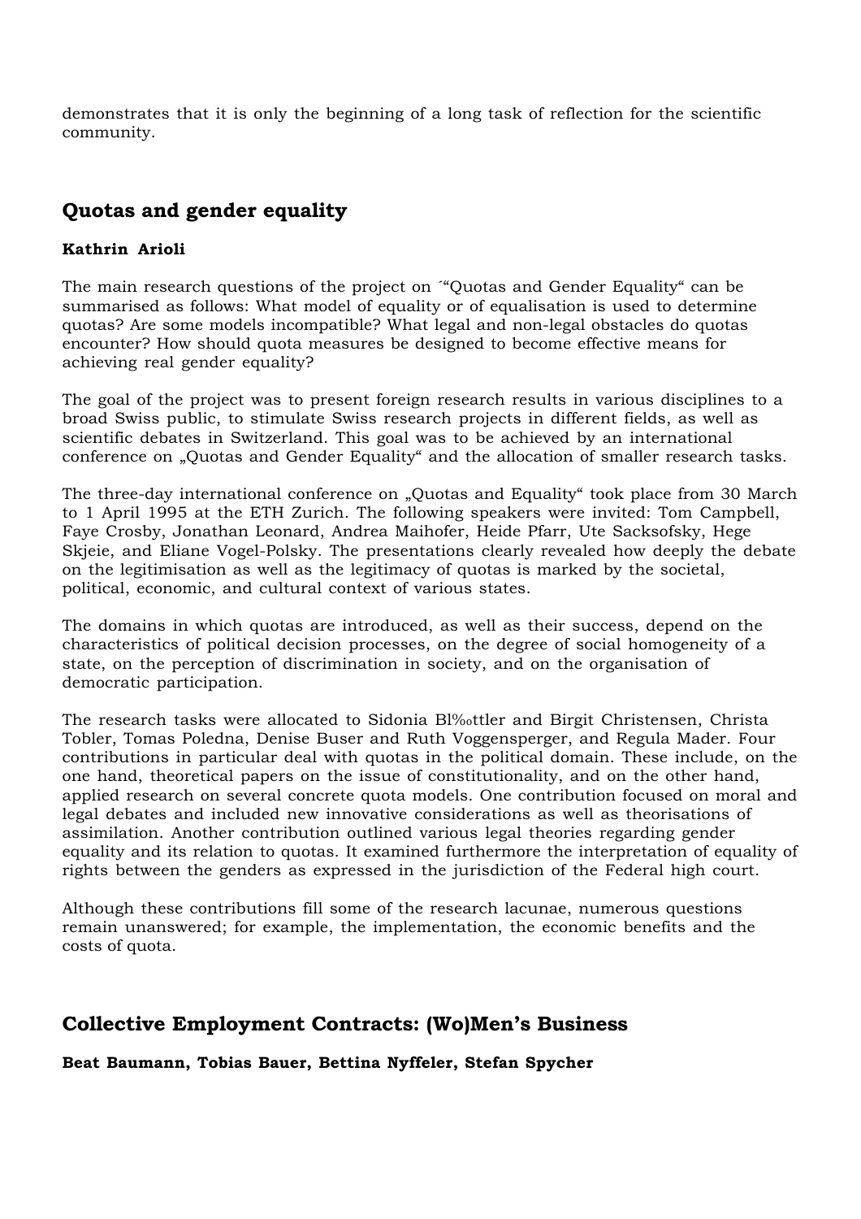demonstrates that it is only the beginning of a long task of reflection for the scientific community.

## Quotas and gender equality

**Kathrin Arioli**

The main research questions of the project on ´"Quotas and Gender Equality" can be summarised as follows: What model of equality or of equalisation is used to determine quotas? Are some models incompatible? What legal and non-legal obstacles do quotas encounter? How should quota measures be designed to become effective means for achieving real gender equality?

The goal of the project was to present foreign research results in various disciplines to a broad Swiss public, to stimulate Swiss research projects in different fields, as well as scientific debates in Switzerland. This goal was to be achieved by an international conference on „Quotas and Gender Equality" and the allocation of smaller research tasks.

The three-day international conference on „Quotas and Equality" took place from 30 March to 1 April 1995 at the ETH Zurich. The following speakers were invited: Tom Campbell, Faye Crosby, Jonathan Leonard, Andrea Maihofer, Heide Pfarr, Ute Sacksofsky, Hege Skjeie, and Eliane Vogel-Polsky. The presentations clearly revealed how deeply the debate on the legitimisation as well as the legitimacy of quotas is marked by the societal, political, economic, and cultural context of various states.

The domains in which quotas are introduced, as well as their success, depend on the characteristics of political decision processes, on the degree of social homogeneity of a state, on the perception of discrimination in society, and on the organisation of democratic participation.

The research tasks were allocated to Sidonia Bl‰ttler and Birgit Christensen, Christa Tobler, Tomas Poledna, Denise Buser and Ruth Voggensperger, and Regula Mader. Four contributions in particular deal with quotas in the political domain. These include, on the one hand, theoretical papers on the issue of constitutionality, and on the other hand, applied research on several concrete quota models. One contribution focused on moral and legal debates and included new innovative considerations as well as theorisations of assimilation. Another contribution outlined various legal theories regarding gender equality and its relation to quotas. It examined furthermore the interpretation of equality of rights between the genders as expressed in the jurisdiction of the Federal high court.

Although these contributions fill some of the research lacunae, numerous questions remain unanswered; for example, the implementation, the economic benefits and the costs of quota.

## Collective Employment Contracts: (Wo)Men's Business

**Beat Baumann, Tobias Bauer, Bettina Nyffeler, Stefan Spycher**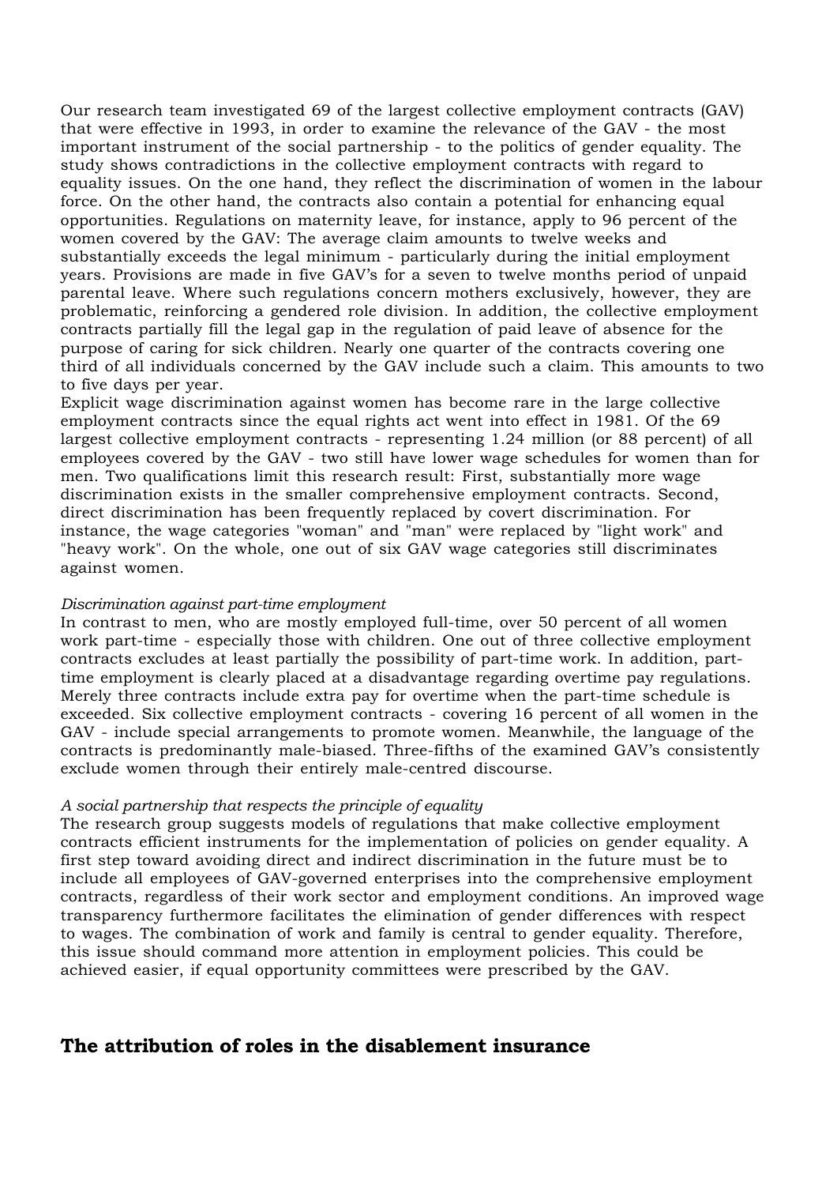Our research team investigated 69 of the largest collective employment contracts (GAV) that were effective in 1993, in order to examine the relevance of the GAV - the most important instrument of the social partnership - to the politics of gender equality. The study shows contradictions in the collective employment contracts with regard to equality issues. On the one hand, they reflect the discrimination of women in the labour force. On the other hand, the contracts also contain a potential for enhancing equal opportunities. Regulations on maternity leave, for instance, apply to 96 percent of the women covered by the GAV: The average claim amounts to twelve weeks and substantially exceeds the legal minimum - particularly during the initial employment years. Provisions are made in five GAV's for a seven to twelve months period of unpaid parental leave. Where such regulations concern mothers exclusively, however, they are problematic, reinforcing a gendered role division. In addition, the collective employment contracts partially fill the legal gap in the regulation of paid leave of absence for the purpose of caring for sick children. Nearly one quarter of the contracts covering one third of all individuals concerned by the GAV include such a claim. This amounts to two to five days per year.

Explicit wage discrimination against women has become rare in the large collective employment contracts since the equal rights act went into effect in 1981. Of the 69 largest collective employment contracts - representing 1.24 million (or 88 percent) of all employees covered by the GAV - two still have lower wage schedules for women than for men. Two qualifications limit this research result: First, substantially more wage discrimination exists in the smaller comprehensive employment contracts. Second, direct discrimination has been frequently replaced by covert discrimination. For instance, the wage categories "woman" and "man" were replaced by "light work" and "heavy work". On the whole, one out of six GAV wage categories still discriminates against women.

*Discrimination against part-time employment*

In contrast to men, who are mostly employed full-time, over 50 percent of all women work part-time - especially those with children. One out of three collective employment contracts excludes at least partially the possibility of part-time work. In addition, part-time employment is clearly placed at a disadvantage regarding overtime pay regulations. Merely three contracts include extra pay for overtime when the part-time schedule is exceeded. Six collective employment contracts - covering 16 percent of all women in the GAV - include special arrangements to promote women. Meanwhile, the language of the contracts is predominantly male-biased. Three-fifths of the examined GAV's consistently exclude women through their entirely male-centred discourse.

*A social partnership that respects the principle of equality*

The research group suggests models of regulations that make collective employment contracts efficient instruments for the implementation of policies on gender equality. A first step toward avoiding direct and indirect discrimination in the future must be to include all employees of GAV-governed enterprises into the comprehensive employment contracts, regardless of their work sector and employment conditions. An improved wage transparency furthermore facilitates the elimination of gender differences with respect to wages. The combination of work and family is central to gender equality. Therefore, this issue should command more attention in employment policies. This could be achieved easier, if equal opportunity committees were prescribed by the GAV.

## The attribution of roles in the disablement insurance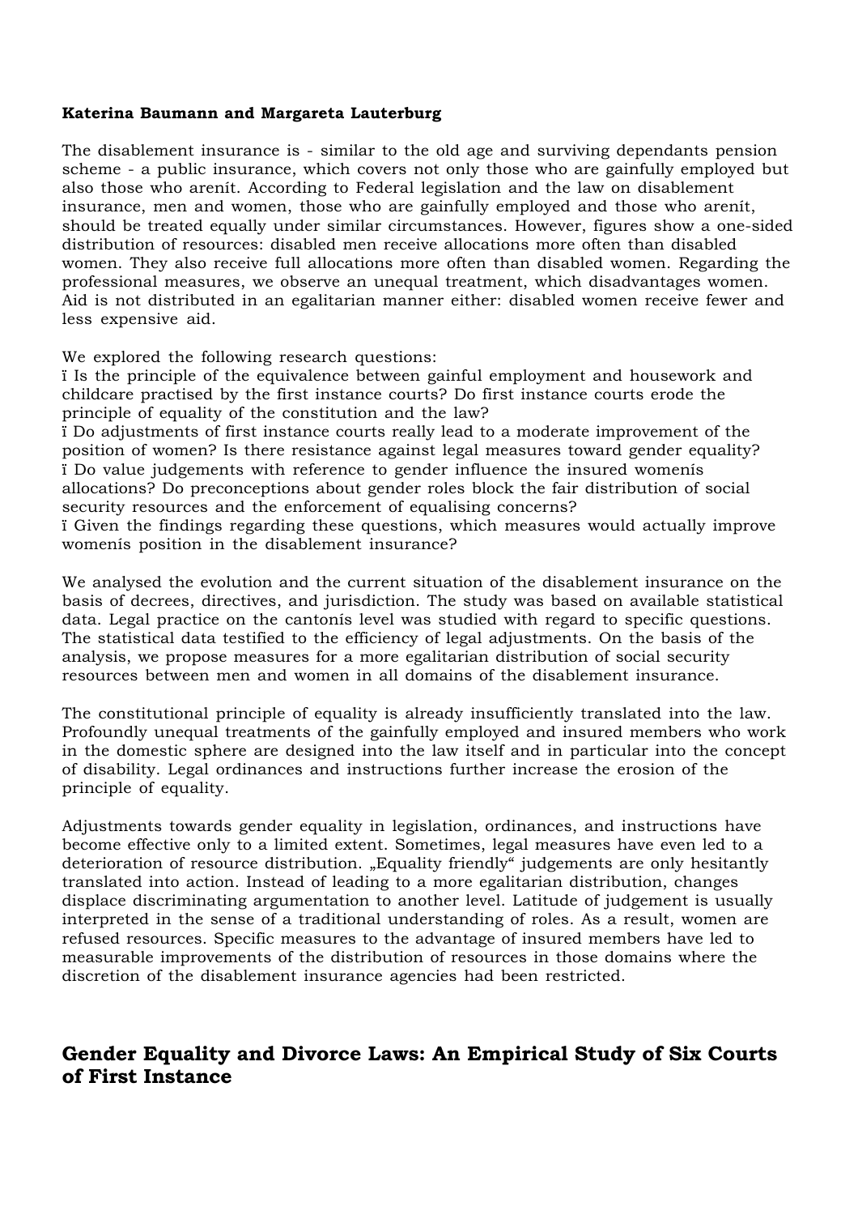**Katerina Baumann and Margareta Lauterburg**

The disablement insurance is - similar to the old age and surviving dependants pension scheme - a public insurance, which covers not only those who are gainfully employed but also those who arenít. According to Federal legislation and the law on disablement insurance, men and women, those who are gainfully employed and those who arenít, should be treated equally under similar circumstances. However, figures show a one-sided distribution of resources: disabled men receive allocations more often than disabled women. They also receive full allocations more often than disabled women. Regarding the professional measures, we observe an unequal treatment, which disadvantages women. Aid is not distributed in an egalitarian manner either: disabled women receive fewer and less expensive aid.

We explored the following research questions:
ï Is the principle of the equivalence between gainful employment and housework and childcare practised by the first instance courts? Do first instance courts erode the principle of equality of the constitution and the law?
ï Do adjustments of first instance courts really lead to a moderate improvement of the position of women? Is there resistance against legal measures toward gender equality?
ï Do value judgements with reference to gender influence the insured womenís allocations? Do preconceptions about gender roles block the fair distribution of social security resources and the enforcement of equalising concerns?
ï Given the findings regarding these questions, which measures would actually improve womenís position in the disablement insurance?

We analysed the evolution and the current situation of the disablement insurance on the basis of decrees, directives, and jurisdiction. The study was based on available statistical data. Legal practice on the cantonís level was studied with regard to specific questions. The statistical data testified to the efficiency of legal adjustments. On the basis of the analysis, we propose measures for a more egalitarian distribution of social security resources between men and women in all domains of the disablement insurance.

The constitutional principle of equality is already insufficiently translated into the law. Profoundly unequal treatments of the gainfully employed and insured members who work in the domestic sphere are designed into the law itself and in particular into the concept of disability. Legal ordinances and instructions further increase the erosion of the principle of equality.

Adjustments towards gender equality in legislation, ordinances, and instructions have become effective only to a limited extent. Sometimes, legal measures have even led to a deterioration of resource distribution. „Equality friendly" judgements are only hesitantly translated into action. Instead of leading to a more egalitarian distribution, changes displace discriminating argumentation to another level. Latitude of judgement is usually interpreted in the sense of a traditional understanding of roles. As a result, women are refused resources. Specific measures to the advantage of insured members have led to measurable improvements of the distribution of resources in those domains where the discretion of the disablement insurance agencies had been restricted.

## Gender Equality and Divorce Laws: An Empirical Study of Six Courts of First Instance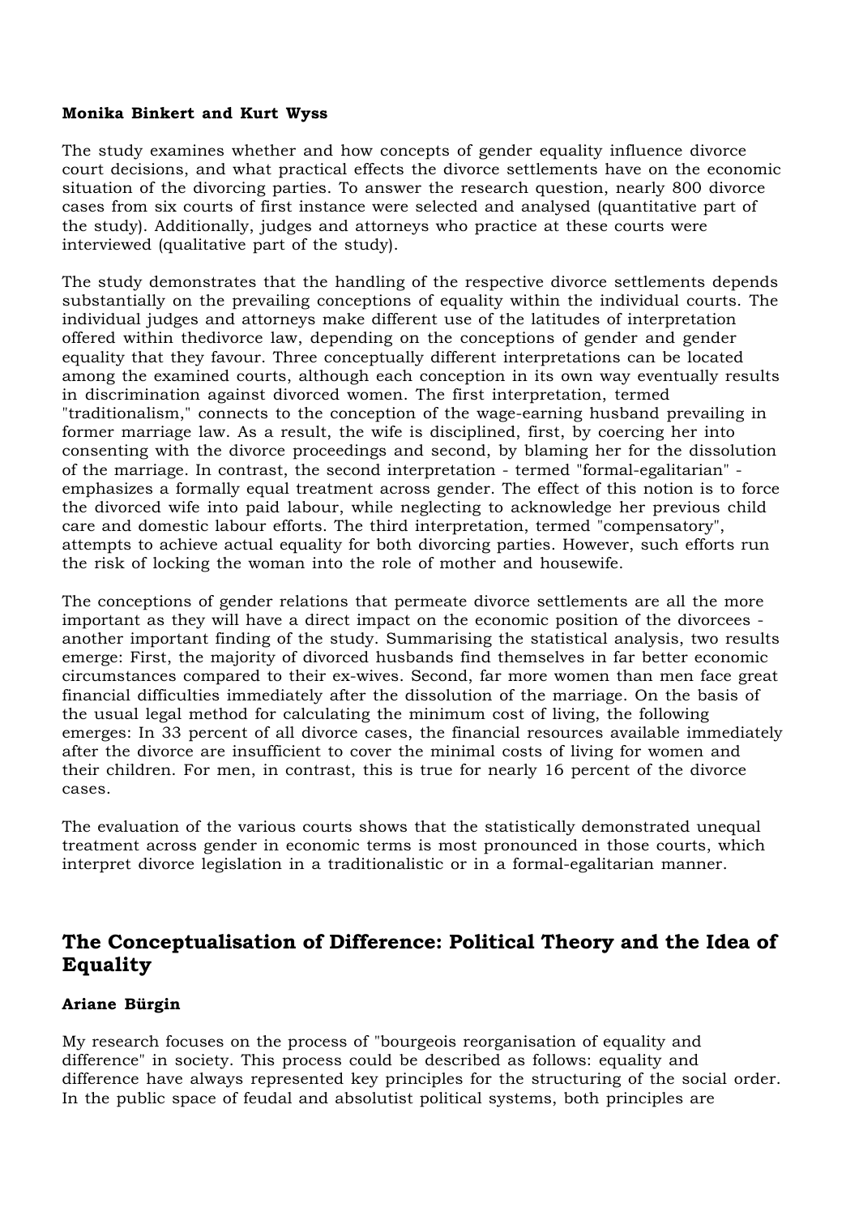**Monika Binkert and Kurt Wyss**

The study examines whether and how concepts of gender equality influence divorce court decisions, and what practical effects the divorce settlements have on the economic situation of the divorcing parties. To answer the research question, nearly 800 divorce cases from six courts of first instance were selected and analysed (quantitative part of the study). Additionally, judges and attorneys who practice at these courts were interviewed (qualitative part of the study).

The study demonstrates that the handling of the respective divorce settlements depends substantially on the prevailing conceptions of equality within the individual courts. The individual judges and attorneys make different use of the latitudes of interpretation offered within thedivorce law, depending on the conceptions of gender and gender equality that they favour. Three conceptually different interpretations can be located among the examined courts, although each conception in its own way eventually results in discrimination against divorced women. The first interpretation, termed "traditionalism," connects to the conception of the wage-earning husband prevailing in former marriage law. As a result, the wife is disciplined, first, by coercing her into consenting with the divorce proceedings and second, by blaming her for the dissolution of the marriage. In contrast, the second interpretation - termed "formal-egalitarian" - emphasizes a formally equal treatment across gender. The effect of this notion is to force the divorced wife into paid labour, while neglecting to acknowledge her previous child care and domestic labour efforts. The third interpretation, termed "compensatory", attempts to achieve actual equality for both divorcing parties. However, such efforts run the risk of locking the woman into the role of mother and housewife.

The conceptions of gender relations that permeate divorce settlements are all the more important as they will have a direct impact on the economic position of the divorcees - another important finding of the study. Summarising the statistical analysis, two results emerge: First, the majority of divorced husbands find themselves in far better economic circumstances compared to their ex-wives. Second, far more women than men face great financial difficulties immediately after the dissolution of the marriage. On the basis of the usual legal method for calculating the minimum cost of living, the following emerges: In 33 percent of all divorce cases, the financial resources available immediately after the divorce are insufficient to cover the minimal costs of living for women and their children. For men, in contrast, this is true for nearly 16 percent of the divorce cases.

The evaluation of the various courts shows that the statistically demonstrated unequal treatment across gender in economic terms is most pronounced in those courts, which interpret divorce legislation in a traditionalistic or in a formal-egalitarian manner.

## The Conceptualisation of Difference: Political Theory and the Idea of Equality

**Ariane Bürgin**

My research focuses on the process of "bourgeois reorganisation of equality and difference" in society. This process could be described as follows: equality and difference have always represented key principles for the structuring of the social order. In the public space of feudal and absolutist political systems, both principles are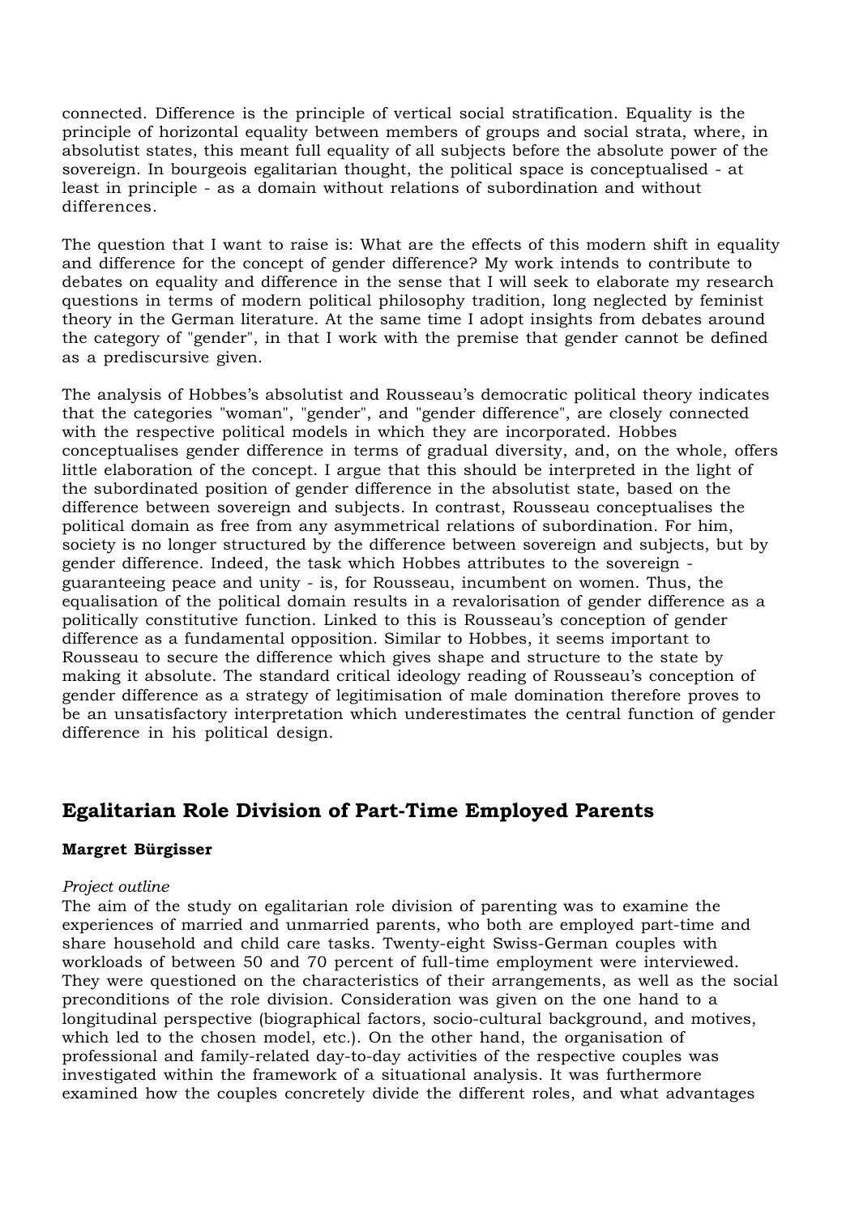connected. Difference is the principle of vertical social stratification. Equality is the principle of horizontal equality between members of groups and social strata, where, in absolutist states, this meant full equality of all subjects before the absolute power of the sovereign. In bourgeois egalitarian thought, the political space is conceptualised - at least in principle - as a domain without relations of subordination and without differences.

The question that I want to raise is: What are the effects of this modern shift in equality and difference for the concept of gender difference? My work intends to contribute to debates on equality and difference in the sense that I will seek to elaborate my research questions in terms of modern political philosophy tradition, long neglected by feminist theory in the German literature. At the same time I adopt insights from debates around the category of "gender", in that I work with the premise that gender cannot be defined as a prediscursive given.

The analysis of Hobbes's absolutist and Rousseau's democratic political theory indicates that the categories "woman", "gender", and "gender difference", are closely connected with the respective political models in which they are incorporated. Hobbes conceptualises gender difference in terms of gradual diversity, and, on the whole, offers little elaboration of the concept. I argue that this should be interpreted in the light of the subordinated position of gender difference in the absolutist state, based on the difference between sovereign and subjects. In contrast, Rousseau conceptualises the political domain as free from any asymmetrical relations of subordination. For him, society is no longer structured by the difference between sovereign and subjects, but by gender difference. Indeed, the task which Hobbes attributes to the sovereign - guaranteeing peace and unity - is, for Rousseau, incumbent on women. Thus, the equalisation of the political domain results in a revalorisation of gender difference as a politically constitutive function. Linked to this is Rousseau's conception of gender difference as a fundamental opposition. Similar to Hobbes, it seems important to Rousseau to secure the difference which gives shape and structure to the state by making it absolute. The standard critical ideology reading of Rousseau's conception of gender difference as a strategy of legitimisation of male domination therefore proves to be an unsatisfactory interpretation which underestimates the central function of gender difference in his political design.

## Egalitarian Role Division of Part-Time Employed Parents

**Margret Bürgisser**

*Project outline*
The aim of the study on egalitarian role division of parenting was to examine the experiences of married and unmarried parents, who both are employed part-time and share household and child care tasks. Twenty-eight Swiss-German couples with workloads of between 50 and 70 percent of full-time employment were interviewed. They were questioned on the characteristics of their arrangements, as well as the social preconditions of the role division. Consideration was given on the one hand to a longitudinal perspective (biographical factors, socio-cultural background, and motives, which led to the chosen model, etc.). On the other hand, the organisation of professional and family-related day-to-day activities of the respective couples was investigated within the framework of a situational analysis. It was furthermore examined how the couples concretely divide the different roles, and what advantages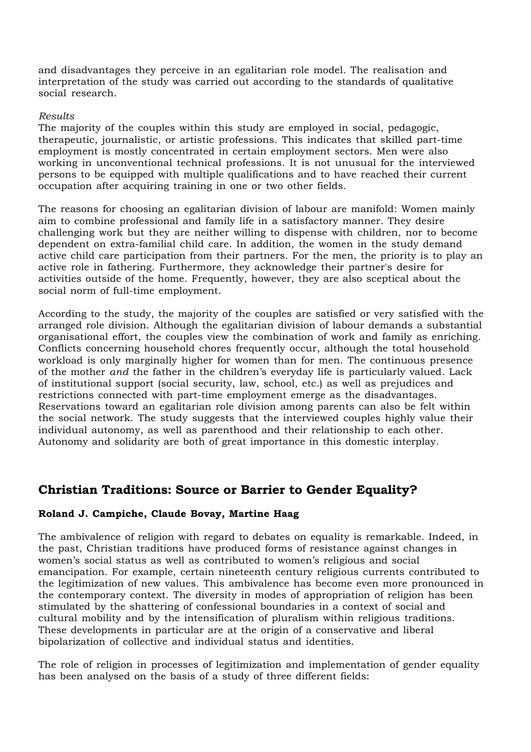and disadvantages they perceive in an egalitarian role model. The realisation and interpretation of the study was carried out according to the standards of qualitative social research.

*Results*

The majority of the couples within this study are employed in social, pedagogic, therapeutic, journalistic, or artistic professions. This indicates that skilled part-time employment is mostly concentrated in certain employment sectors. Men were also working in unconventional technical professions. It is not unusual for the interviewed persons to be equipped with multiple qualifications and to have reached their current occupation after acquiring training in one or two other fields.

The reasons for choosing an egalitarian division of labour are manifold: Women mainly aim to combine professional and family life in a satisfactory manner. They desire challenging work but they are neither willing to dispense with children, nor to become dependent on extra-familial child care. In addition, the women in the study demand active child care participation from their partners. For the men, the priority is to play an active role in fathering. Furthermore, they acknowledge their partner's desire for activities outside of the home. Frequently, however, they are also sceptical about the social norm of full-time employment.

According to the study, the majority of the couples are satisfied or very satisfied with the arranged role division. Although the egalitarian division of labour demands a substantial organisational effort, the couples view the combination of work and family as enriching. Conflicts concerning household chores frequently occur, although the total household workload is only marginally higher for women than for men. The continuous presence of the mother *and* the father in the children's everyday life is particularly valued. Lack of institutional support (social security, law, school, etc.) as well as prejudices and restrictions connected with part-time employment emerge as the disadvantages. Reservations toward an egalitarian role division among parents can also be felt within the social network. The study suggests that the interviewed couples highly value their individual autonomy, as well as parenthood and their relationship to each other. Autonomy and solidarity are both of great importance in this domestic interplay.

## Christian Traditions: Source or Barrier to Gender Equality?

**Roland J. Campiche, Claude Bovay, Martine Haag**

The ambivalence of religion with regard to debates on equality is remarkable. Indeed, in the past, Christian traditions have produced forms of resistance against changes in women's social status as well as contributed to women's religious and social emancipation. For example, certain nineteenth century religious currents contributed to the legitimization of new values. This ambivalence has become even more pronounced in the contemporary context. The diversity in modes of appropriation of religion has been stimulated by the shattering of confessional boundaries in a context of social and cultural mobility and by the intensification of pluralism within religious traditions. These developments in particular are at the origin of a conservative and liberal bipolarization of collective and individual status and identities.

The role of religion in processes of legitimization and implementation of gender equality has been analysed on the basis of a study of three different fields: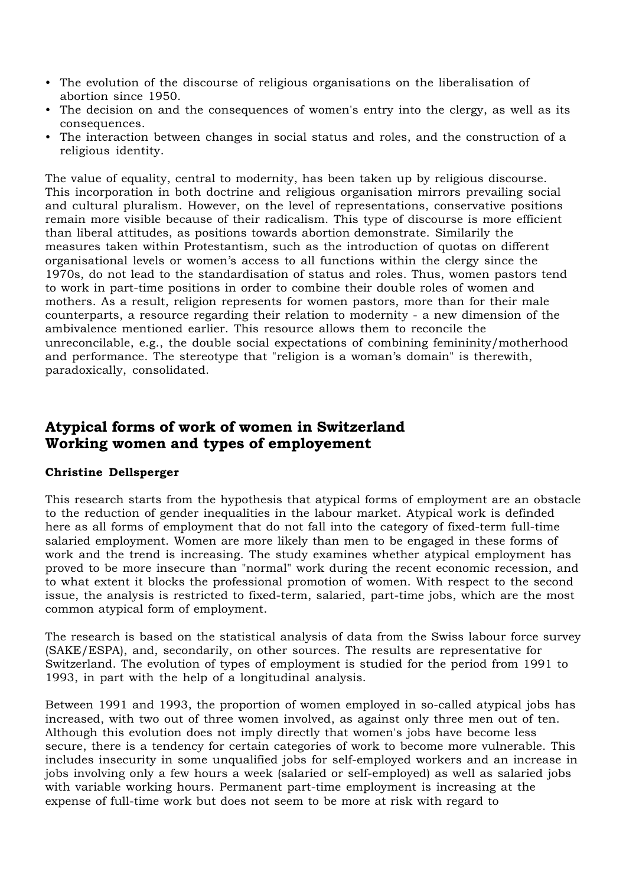- The evolution of the discourse of religious organisations on the liberalisation of abortion since 1950.
- The decision on and the consequences of women's entry into the clergy, as well as its consequences.
- The interaction between changes in social status and roles, and the construction of a religious identity.

The value of equality, central to modernity, has been taken up by religious discourse. This incorporation in both doctrine and religious organisation mirrors prevailing social and cultural pluralism. However, on the level of representations, conservative positions remain more visible because of their radicalism. This type of discourse is more efficient than liberal attitudes, as positions towards abortion demonstrate. Similarily the measures taken within Protestantism, such as the introduction of quotas on different organisational levels or women's access to all functions within the clergy since the 1970s, do not lead to the standardisation of status and roles. Thus, women pastors tend to work in part-time positions in order to combine their double roles of women and mothers. As a result, religion represents for women pastors, more than for their male counterparts, a resource regarding their relation to modernity - a new dimension of the ambivalence mentioned earlier. This resource allows them to reconcile the unreconcilable, e.g., the double social expectations of combining femininity/motherhood and performance. The stereotype that "religion is a woman's domain" is therewith, paradoxically, consolidated.

## Atypical forms of work of women in Switzerland
## Working women and types of employement

**Christine Dellsperger**

This research starts from the hypothesis that atypical forms of employment are an obstacle to the reduction of gender inequalities in the labour market. Atypical work is definded here as all forms of employment that do not fall into the category of fixed-term full-time salaried employment. Women are more likely than men to be engaged in these forms of work and the trend is increasing. The study examines whether atypical employment has proved to be more insecure than "normal" work during the recent economic recession, and to what extent it blocks the professional promotion of women. With respect to the second issue, the analysis is restricted to fixed-term, salaried, part-time jobs, which are the most common atypical form of employment.

The research is based on the statistical analysis of data from the Swiss labour force survey (SAKE/ESPA), and, secondarily, on other sources. The results are representative for Switzerland. The evolution of types of employment is studied for the period from 1991 to 1993, in part with the help of a longitudinal analysis.

Between 1991 and 1993, the proportion of women employed in so-called atypical jobs has increased, with two out of three women involved, as against only three men out of ten. Although this evolution does not imply directly that women's jobs have become less secure, there is a tendency for certain categories of work to become more vulnerable. This includes insecurity in some unqualified jobs for self-employed workers and an increase in jobs involving only a few hours a week (salaried or self-employed) as well as salaried jobs with variable working hours. Permanent part-time employment is increasing at the expense of full-time work but does not seem to be more at risk with regard to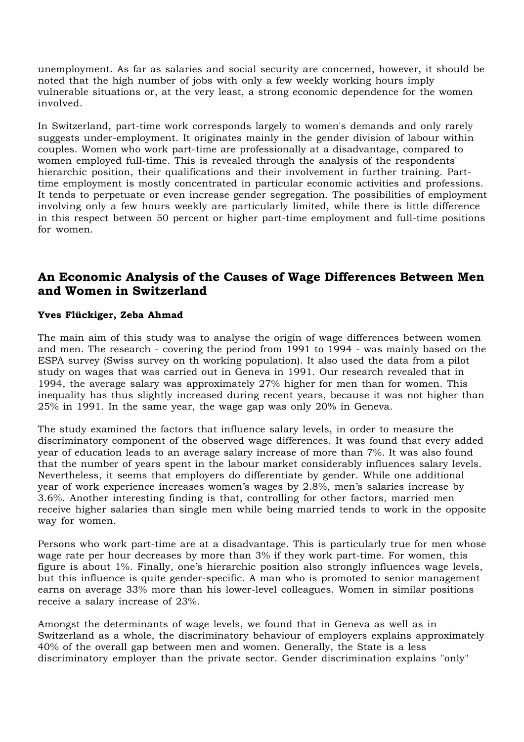unemployment. As far as salaries and social security are concerned, however, it should be noted that the high number of jobs with only a few weekly working hours imply vulnerable situations or, at the very least, a strong economic dependence for the women involved.

In Switzerland, part-time work corresponds largely to women's demands and only rarely suggests under-employment. It originates mainly in the gender division of labour within couples. Women who work part-time are professionally at a disadvantage, compared to women employed full-time. This is revealed through the analysis of the respondents' hierarchic position, their qualifications and their involvement in further training. Part-time employment is mostly concentrated in particular economic activities and professions. It tends to perpetuate or even increase gender segregation. The possibilities of employment involving only a few hours weekly are particularly limited, while there is little difference in this respect between 50 percent or higher part-time employment and full-time positions for women.

## An Economic Analysis of the Causes of Wage Differences Between Men and Women in Switzerland

**Yves Flückiger, Zeba Ahmad**

The main aim of this study was to analyse the origin of wage differences between women and men. The research - covering the period from 1991 to 1994 - was mainly based on the ESPA survey (Swiss survey on th working population). It also used the data from a pilot study on wages that was carried out in Geneva in 1991. Our research revealed that in 1994, the average salary was approximately 27% higher for men than for women. This inequality has thus slightly increased during recent years, because it was not higher than 25% in 1991. In the same year, the wage gap was only 20% in Geneva.

The study examined the factors that influence salary levels, in order to measure the discriminatory component of the observed wage differences. It was found that every added year of education leads to an average salary increase of more than 7%. It was also found that the number of years spent in the labour market considerably influences salary levels. Nevertheless, it seems that employers do differentiate by gender. While one additional year of work experience increases women's wages by 2.8%, men's salaries increase by 3.6%. Another interesting finding is that, controlling for other factors, married men receive higher salaries than single men while being married tends to work in the opposite way for women.

Persons who work part-time are at a disadvantage. This is particularly true for men whose wage rate per hour decreases by more than 3% if they work part-time. For women, this figure is about 1%. Finally, one's hierarchic position also strongly influences wage levels, but this influence is quite gender-specific. A man who is promoted to senior management earns on average 33% more than his lower-level colleagues. Women in similar positions receive a salary increase of 23%.

Amongst the determinants of wage levels, we found that in Geneva as well as in Switzerland as a whole, the discriminatory behaviour of employers explains approximately 40% of the overall gap between men and women. Generally, the State is a less discriminatory employer than the private sector. Gender discrimination explains "only"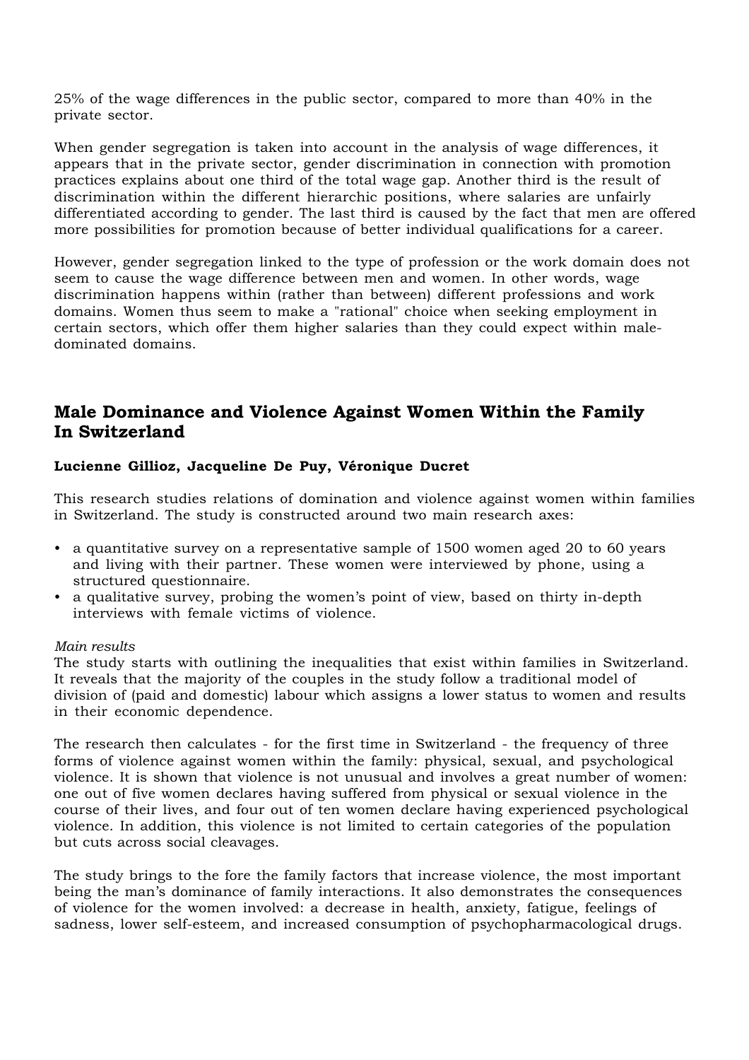25% of the wage differences in the public sector, compared to more than 40% in the private sector.

When gender segregation is taken into account in the analysis of wage differences, it appears that in the private sector, gender discrimination in connection with promotion practices explains about one third of the total wage gap. Another third is the result of discrimination within the different hierarchic positions, where salaries are unfairly differentiated according to gender. The last third is caused by the fact that men are offered more possibilities for promotion because of better individual qualifications for a career.

However, gender segregation linked to the type of profession or the work domain does not seem to cause the wage difference between men and women. In other words, wage discrimination happens within (rather than between) different professions and work domains. Women thus seem to make a "rational" choice when seeking employment in certain sectors, which offer them higher salaries than they could expect within male-dominated domains.

## Male Dominance and Violence Against Women Within the Family In Switzerland

**Lucienne Gillioz, Jacqueline De Puy, Véronique Ducret**

This research studies relations of domination and violence against women within families in Switzerland. The study is constructed around two main research axes:

- a quantitative survey on a representative sample of 1500 women aged 20 to 60 years and living with their partner. These women were interviewed by phone, using a structured questionnaire.
- a qualitative survey, probing the women's point of view, based on thirty in-depth interviews with female victims of violence.

*Main results*

The study starts with outlining the inequalities that exist within families in Switzerland. It reveals that the majority of the couples in the study follow a traditional model of division of (paid and domestic) labour which assigns a lower status to women and results in their economic dependence.

The research then calculates - for the first time in Switzerland - the frequency of three forms of violence against women within the family: physical, sexual, and psychological violence. It is shown that violence is not unusual and involves a great number of women: one out of five women declares having suffered from physical or sexual violence in the course of their lives, and four out of ten women declare having experienced psychological violence. In addition, this violence is not limited to certain categories of the population but cuts across social cleavages.

The study brings to the fore the family factors that increase violence, the most important being the man's dominance of family interactions. It also demonstrates the consequences of violence for the women involved: a decrease in health, anxiety, fatigue, feelings of sadness, lower self-esteem, and increased consumption of psychopharmacological drugs.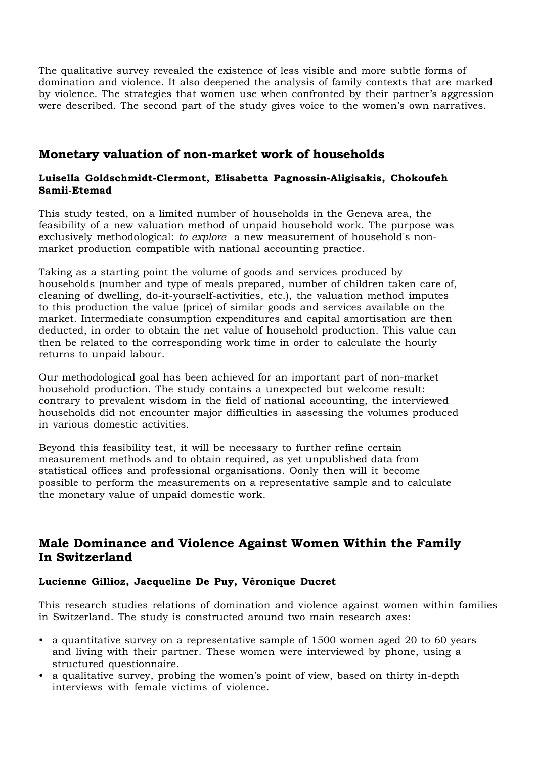The qualitative survey revealed the existence of less visible and more subtle forms of domination and violence. It also deepened the analysis of family contexts that are marked by violence. The strategies that women use when confronted by their partner's aggression were described. The second part of the study gives voice to the women's own narratives.

## Monetary valuation of non-market work of households

**Luisella Goldschmidt-Clermont, Elisabetta Pagnossin-Aligisakis, Chokoufeh Samii-Etemad**

This study tested, on a limited number of households in the Geneva area, the feasibility of a new valuation method of unpaid household work. The purpose was exclusively methodological: *to explore* a new measurement of household's non-market production compatible with national accounting practice.

Taking as a starting point the volume of goods and services produced by households (number and type of meals prepared, number of children taken care of, cleaning of dwelling, do-it-yourself-activities, etc.), the valuation method imputes to this production the value (price) of similar goods and services available on the market. Intermediate consumption expenditures and capital amortisation are then deducted, in order to obtain the net value of household production. This value can then be related to the corresponding work time in order to calculate the hourly returns to unpaid labour.

Our methodological goal has been achieved for an important part of non-market household production. The study contains a unexpected but welcome result: contrary to prevalent wisdom in the field of national accounting, the interviewed households did not encounter major difficulties in assessing the volumes produced in various domestic activities.

Beyond this feasibility test, it will be necessary to further refine certain measurement methods and to obtain required, as yet unpublished data from statistical offices and professional organisations. Oonly then will it become possible to perform the measurements on a representative sample and to calculate the monetary value of unpaid domestic work.

## Male Dominance and Violence Against Women Within the Family In Switzerland

**Lucienne Gillioz, Jacqueline De Puy, Véronique Ducret**

This research studies relations of domination and violence against women within families in Switzerland. The study is constructed around two main research axes:

- a quantitative survey on a representative sample of 1500 women aged 20 to 60 years and living with their partner. These women were interviewed by phone, using a structured questionnaire.
- a qualitative survey, probing the women's point of view, based on thirty in-depth interviews with female victims of violence.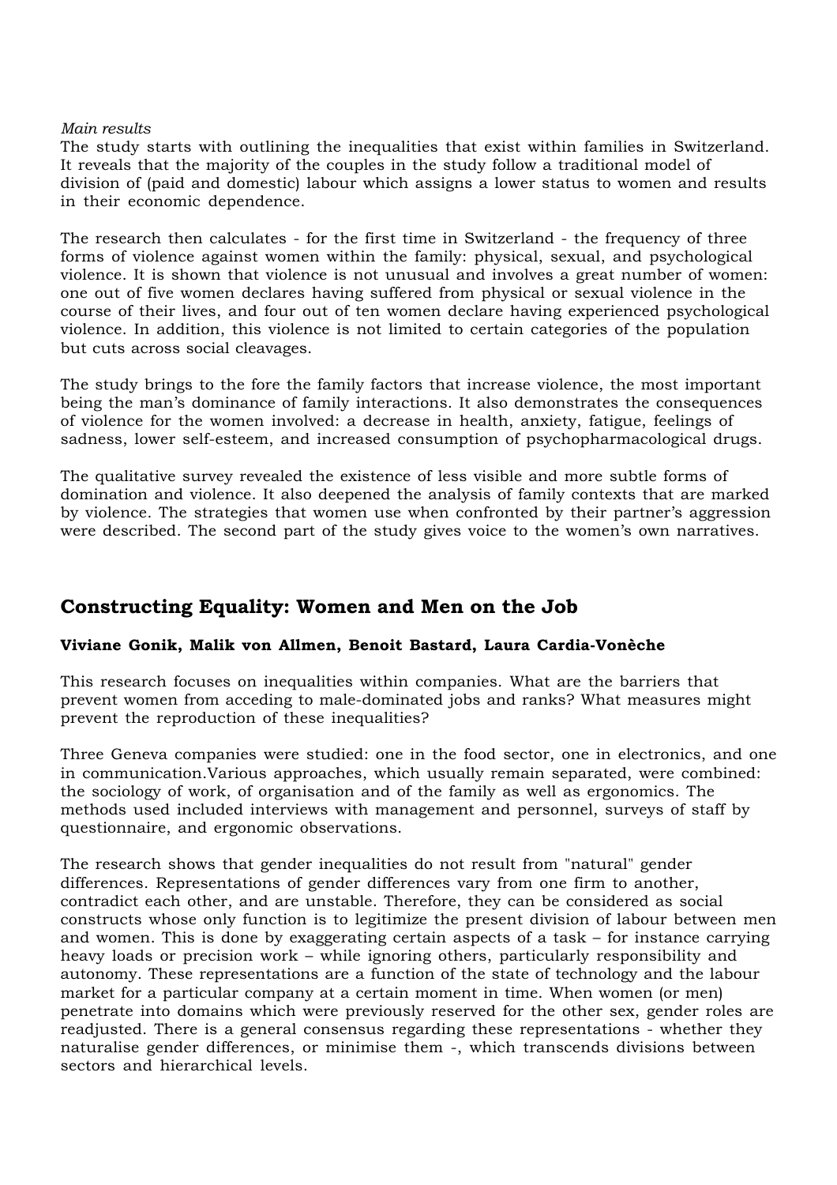*Main results*
The study starts with outlining the inequalities that exist within families in Switzerland. It reveals that the majority of the couples in the study follow a traditional model of division of (paid and domestic) labour which assigns a lower status to women and results in their economic dependence.

The research then calculates - for the first time in Switzerland - the frequency of three forms of violence against women within the family: physical, sexual, and psychological violence. It is shown that violence is not unusual and involves a great number of women: one out of five women declares having suffered from physical or sexual violence in the course of their lives, and four out of ten women declare having experienced psychological violence. In addition, this violence is not limited to certain categories of the population but cuts across social cleavages.

The study brings to the fore the family factors that increase violence, the most important being the man's dominance of family interactions. It also demonstrates the consequences of violence for the women involved: a decrease in health, anxiety, fatigue, feelings of sadness, lower self-esteem, and increased consumption of psychopharmacological drugs.

The qualitative survey revealed the existence of less visible and more subtle forms of domination and violence. It also deepened the analysis of family contexts that are marked by violence. The strategies that women use when confronted by their partner's aggression were described. The second part of the study gives voice to the women's own narratives.

## Constructing Equality: Women and Men on the Job

**Viviane Gonik, Malik von Allmen, Benoit Bastard, Laura Cardia-Vonèche**

This research focuses on inequalities within companies. What are the barriers that prevent women from acceding to male-dominated jobs and ranks? What measures might prevent the reproduction of these inequalities?

Three Geneva companies were studied: one in the food sector, one in electronics, and one in communication.Various approaches, which usually remain separated, were combined: the sociology of work, of organisation and of the family as well as ergonomics. The methods used included interviews with management and personnel, surveys of staff by questionnaire, and ergonomic observations.

The research shows that gender inequalities do not result from "natural" gender differences. Representations of gender differences vary from one firm to another, contradict each other, and are unstable. Therefore, they can be considered as social constructs whose only function is to legitimize the present division of labour between men and women. This is done by exaggerating certain aspects of a task – for instance carrying heavy loads or precision work – while ignoring others, particularly responsibility and autonomy. These representations are a function of the state of technology and the labour market for a particular company at a certain moment in time. When women (or men) penetrate into domains which were previously reserved for the other sex, gender roles are readjusted. There is a general consensus regarding these representations - whether they naturalise gender differences, or minimise them -, which transcends divisions between sectors and hierarchical levels.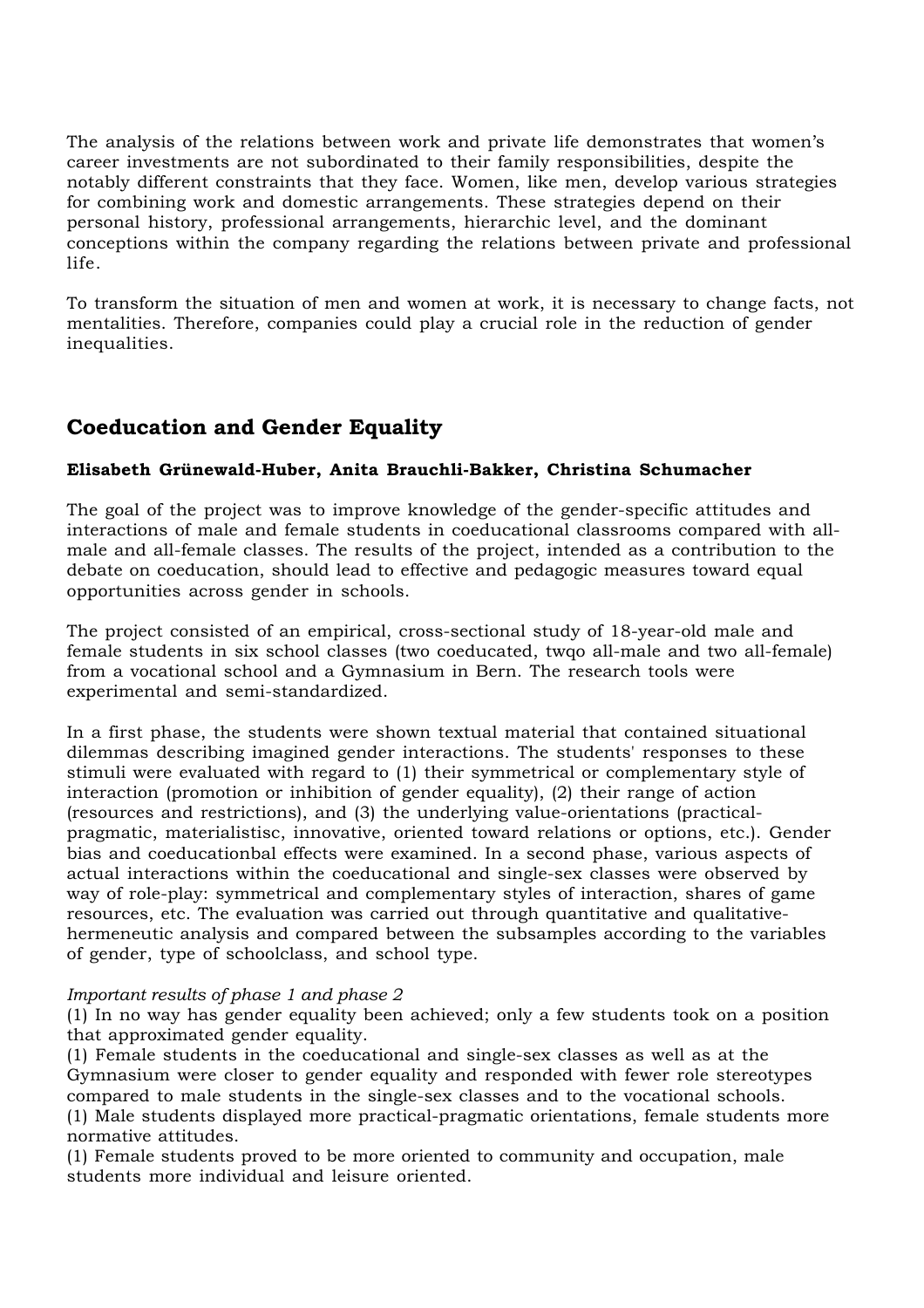The analysis of the relations between work and private life demonstrates that women's career investments are not subordinated to their family responsibilities, despite the notably different constraints that they face. Women, like men, develop various strategies for combining work and domestic arrangements. These strategies depend on their personal history, professional arrangements, hierarchic level, and the dominant conceptions within the company regarding the relations between private and professional life.

To transform the situation of men and women at work, it is necessary to change facts, not mentalities. Therefore, companies could play a crucial role in the reduction of gender inequalities.

## Coeducation and Gender Equality

**Elisabeth Grünewald-Huber, Anita Brauchli-Bakker, Christina Schumacher**

The goal of the project was to improve knowledge of the gender-specific attitudes and interactions of male and female students in coeducational classrooms compared with all-male and all-female classes. The results of the project, intended as a contribution to the debate on coeducation, should lead to effective and pedagogic measures toward equal opportunities across gender in schools.

The project consisted of an empirical, cross-sectional study of 18-year-old male and female students in six school classes (two coeducated, twqo all-male and two all-female) from a vocational school and a Gymnasium in Bern. The research tools were experimental and semi-standardized.

In a first phase, the students were shown textual material that contained situational dilemmas describing imagined gender interactions. The students' responses to these stimuli were evaluated with regard to (1) their symmetrical or complementary style of interaction (promotion or inhibition of gender equality), (2) their range of action (resources and restrictions), and (3) the underlying value-orientations (practical-pragmatic, materialistisc, innovative, oriented toward relations or options, etc.). Gender bias and coeducationbal effects were examined. In a second phase, various aspects of actual interactions within the coeducational and single-sex classes were observed by way of role-play: symmetrical and complementary styles of interaction, shares of game resources, etc. The evaluation was carried out through quantitative and qualitative-hermeneutic analysis and compared between the subsamples according to the variables of gender, type of schoolclass, and school type.

*Important results of phase 1 and phase 2*

(1) In no way has gender equality been achieved; only a few students took on a position that approximated gender equality.

(1) Female students in the coeducational and single-sex classes as well as at the Gymnasium were closer to gender equality and responded with fewer role stereotypes compared to male students in the single-sex classes and to the vocational schools.

(1) Male students displayed more practical-pragmatic orientations, female students more normative attitudes.

(1) Female students proved to be more oriented to community and occupation, male students more individual and leisure oriented.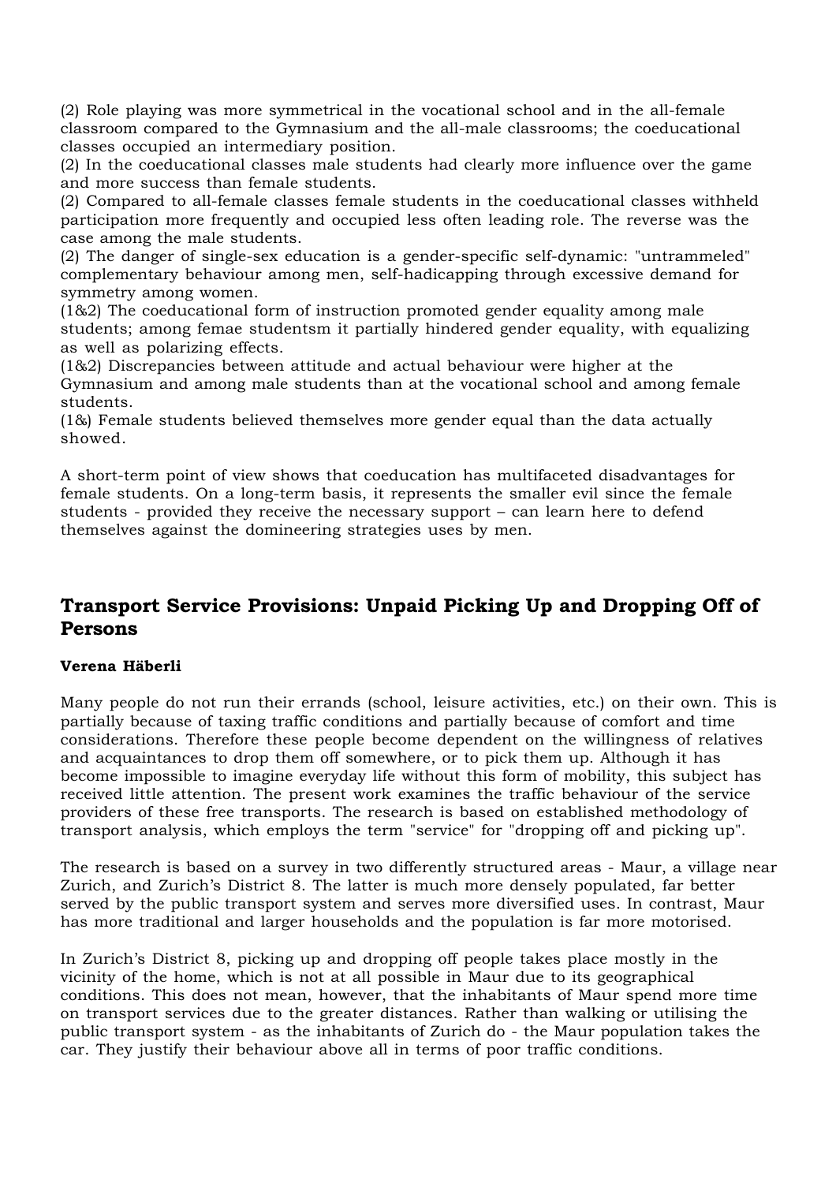(2) Role playing was more symmetrical in the vocational school and in the all-female classroom compared to the Gymnasium and the all-male classrooms; the coeducational classes occupied an intermediary position.

(2) In the coeducational classes male students had clearly more influence over the game and more success than female students.

(2) Compared to all-female classes female students in the coeducational classes withheld participation more frequently and occupied less often leading role. The reverse was the case among the male students.

(2) The danger of single-sex education is a gender-specific self-dynamic: "untrammeled" complementary behaviour among men, self-hadicapping through excessive demand for symmetry among women.

(1&2) The coeducational form of instruction promoted gender equality among male students; among femae studentsm it partially hindered gender equality, with equalizing as well as polarizing effects.

(1&2) Discrepancies between attitude and actual behaviour were higher at the Gymnasium and among male students than at the vocational school and among female students.

(1&) Female students believed themselves more gender equal than the data actually showed.

A short-term point of view shows that coeducation has multifaceted disadvantages for female students. On a long-term basis, it represents the smaller evil since the female students - provided they receive the necessary support – can learn here to defend themselves against the domineering strategies uses by men.

## Transport Service Provisions: Unpaid Picking Up and Dropping Off of Persons

**Verena Häberli**

Many people do not run their errands (school, leisure activities, etc.) on their own. This is partially because of taxing traffic conditions and partially because of comfort and time considerations. Therefore these people become dependent on the willingness of relatives and acquaintances to drop them off somewhere, or to pick them up. Although it has become impossible to imagine everyday life without this form of mobility, this subject has received little attention. The present work examines the traffic behaviour of the service providers of these free transports. The research is based on established methodology of transport analysis, which employs the term "service" for "dropping off and picking up".

The research is based on a survey in two differently structured areas - Maur, a village near Zurich, and Zurich's District 8. The latter is much more densely populated, far better served by the public transport system and serves more diversified uses. In contrast, Maur has more traditional and larger households and the population is far more motorised.

In Zurich's District 8, picking up and dropping off people takes place mostly in the vicinity of the home, which is not at all possible in Maur due to its geographical conditions. This does not mean, however, that the inhabitants of Maur spend more time on transport services due to the greater distances. Rather than walking or utilising the public transport system - as the inhabitants of Zurich do - the Maur population takes the car. They justify their behaviour above all in terms of poor traffic conditions.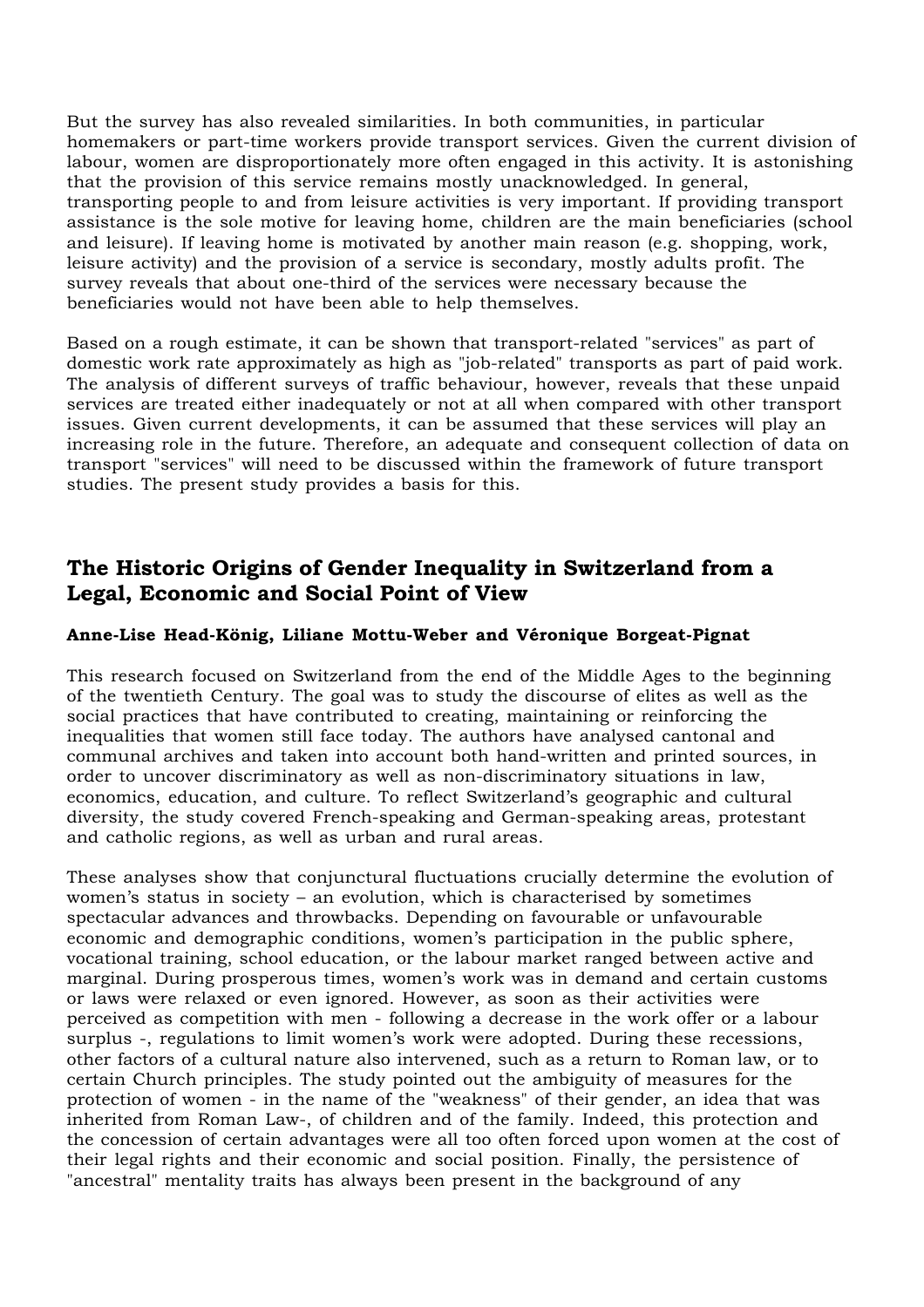But the survey has also revealed similarities. In both communities, in particular homemakers or part-time workers provide transport services. Given the current division of labour, women are disproportionately more often engaged in this activity. It is astonishing that the provision of this service remains mostly unacknowledged. In general, transporting people to and from leisure activities is very important. If providing transport assistance is the sole motive for leaving home, children are the main beneficiaries (school and leisure). If leaving home is motivated by another main reason (e.g. shopping, work, leisure activity) and the provision of a service is secondary, mostly adults profit. The survey reveals that about one-third of the services were necessary because the beneficiaries would not have been able to help themselves.

Based on a rough estimate, it can be shown that transport-related "services" as part of domestic work rate approximately as high as "job-related" transports as part of paid work. The analysis of different surveys of traffic behaviour, however, reveals that these unpaid services are treated either inadequately or not at all when compared with other transport issues. Given current developments, it can be assumed that these services will play an increasing role in the future. Therefore, an adequate and consequent collection of data on transport "services" will need to be discussed within the framework of future transport studies. The present study provides a basis for this.

## The Historic Origins of Gender Inequality in Switzerland from a Legal, Economic and Social Point of View

**Anne-Lise Head-König, Liliane Mottu-Weber and Véronique Borgeat-Pignat**

This research focused on Switzerland from the end of the Middle Ages to the beginning of the twentieth Century. The goal was to study the discourse of elites as well as the social practices that have contributed to creating, maintaining or reinforcing the inequalities that women still face today. The authors have analysed cantonal and communal archives and taken into account both hand-written and printed sources, in order to uncover discriminatory as well as non-discriminatory situations in law, economics, education, and culture. To reflect Switzerland's geographic and cultural diversity, the study covered French-speaking and German-speaking areas, protestant and catholic regions, as well as urban and rural areas.

These analyses show that conjunctural fluctuations crucially determine the evolution of women's status in society – an evolution, which is characterised by sometimes spectacular advances and throwbacks. Depending on favourable or unfavourable economic and demographic conditions, women's participation in the public sphere, vocational training, school education, or the labour market ranged between active and marginal. During prosperous times, women's work was in demand and certain customs or laws were relaxed or even ignored. However, as soon as their activities were perceived as competition with men - following a decrease in the work offer or a labour surplus -, regulations to limit women's work were adopted. During these recessions, other factors of a cultural nature also intervened, such as a return to Roman law, or to certain Church principles. The study pointed out the ambiguity of measures for the protection of women - in the name of the "weakness" of their gender, an idea that was inherited from Roman Law-, of children and of the family. Indeed, this protection and the concession of certain advantages were all too often forced upon women at the cost of their legal rights and their economic and social position. Finally, the persistence of "ancestral" mentality traits has always been present in the background of any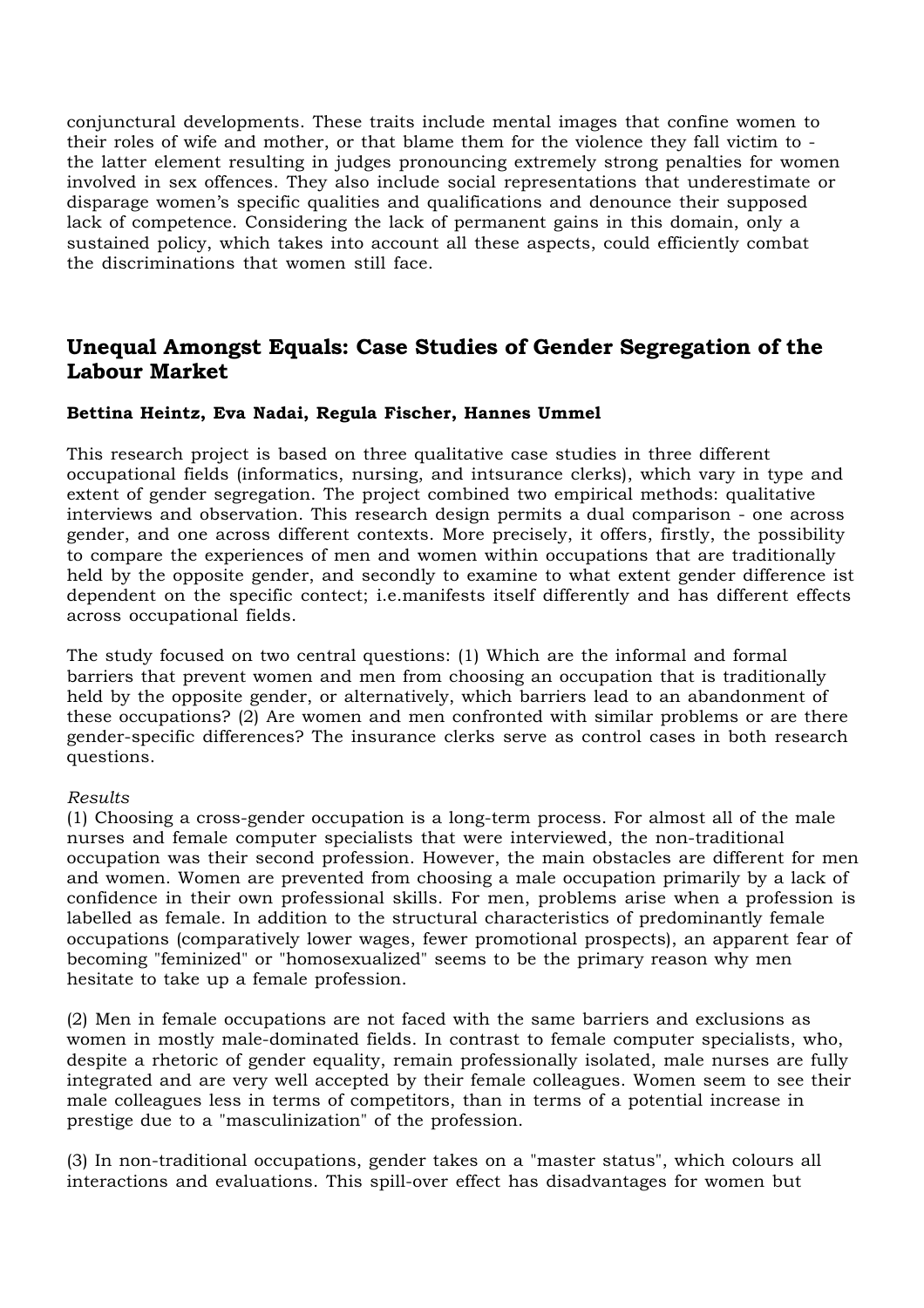conjunctural developments. These traits include mental images that confine women to their roles of wife and mother, or that blame them for the violence they fall victim to - the latter element resulting in judges pronouncing extremely strong penalties for women involved in sex offences. They also include social representations that underestimate or disparage women's specific qualities and qualifications and denounce their supposed lack of competence. Considering the lack of permanent gains in this domain, only a sustained policy, which takes into account all these aspects, could efficiently combat the discriminations that women still face.

## Unequal Amongst Equals: Case Studies of Gender Segregation of the Labour Market

**Bettina Heintz, Eva Nadai, Regula Fischer, Hannes Ummel**

This research project is based on three qualitative case studies in three different occupational fields (informatics, nursing, and intsurance clerks), which vary in type and extent of gender segregation. The project combined two empirical methods: qualitative interviews and observation. This research design permits a dual comparison - one across gender, and one across different contexts. More precisely, it offers, firstly, the possibility to compare the experiences of men and women within occupations that are traditionally held by the opposite gender, and secondly to examine to what extent gender difference ist dependent on the specific contect; i.e.manifests itself differently and has different effects across occupational fields.

The study focused on two central questions: (1) Which are the informal and formal barriers that prevent women and men from choosing an occupation that is traditionally held by the opposite gender, or alternatively, which barriers lead to an abandonment of these occupations? (2) Are women and men confronted with similar problems or are there gender-specific differences? The insurance clerks serve as control cases in both research questions.

*Results*
(1) Choosing a cross-gender occupation is a long-term process. For almost all of the male nurses and female computer specialists that were interviewed, the non-traditional occupation was their second profession. However, the main obstacles are different for men and women. Women are prevented from choosing a male occupation primarily by a lack of confidence in their own professional skills. For men, problems arise when a profession is labelled as female. In addition to the structural characteristics of predominantly female occupations (comparatively lower wages, fewer promotional prospects), an apparent fear of becoming "feminized" or "homosexualized" seems to be the primary reason why men hesitate to take up a female profession.

(2) Men in female occupations are not faced with the same barriers and exclusions as women in mostly male-dominated fields. In contrast to female computer specialists, who, despite a rhetoric of gender equality, remain professionally isolated, male nurses are fully integrated and are very well accepted by their female colleagues. Women seem to see their male colleagues less in terms of competitors, than in terms of a potential increase in prestige due to a "masculinization" of the profession.

(3) In non-traditional occupations, gender takes on a "master status", which colours all interactions and evaluations. This spill-over effect has disadvantages for women but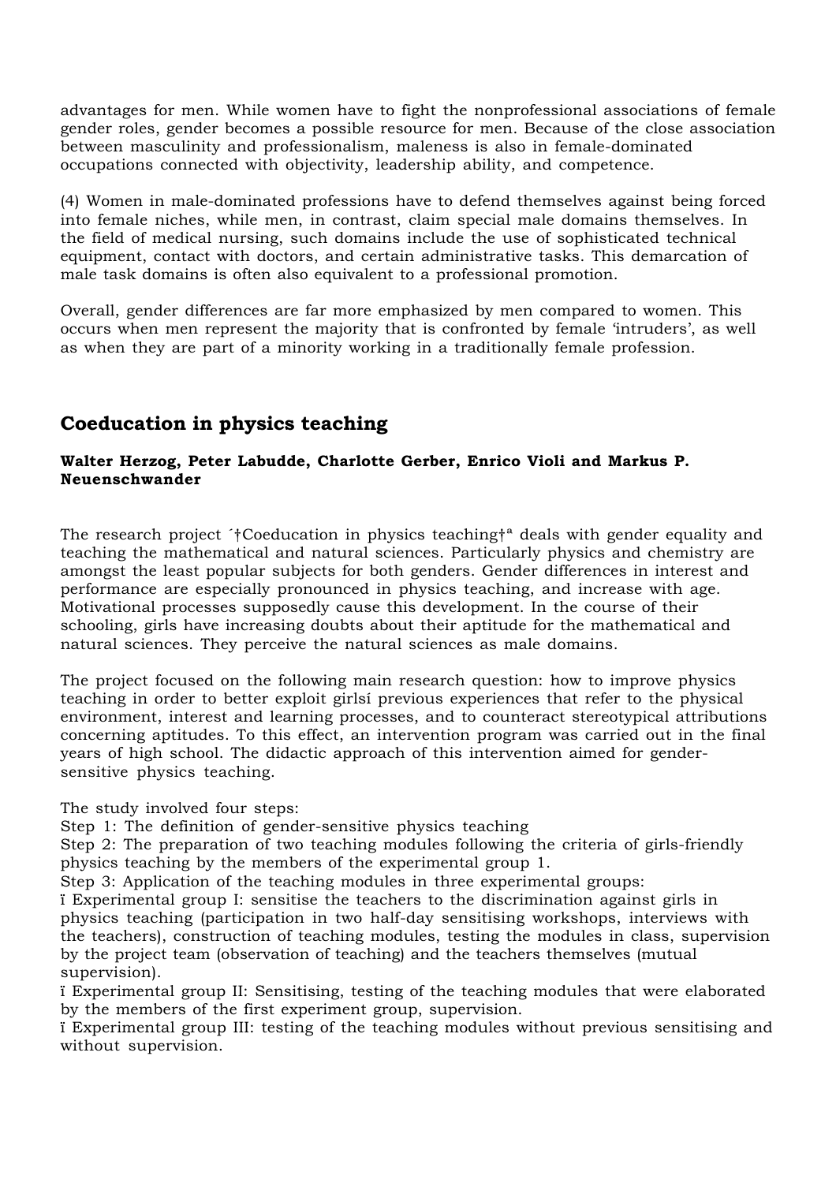advantages for men. While women have to fight the nonprofessional associations of female gender roles, gender becomes a possible resource for men. Because of the close association between masculinity and professionalism, maleness is also in female-dominated occupations connected with objectivity, leadership ability, and competence.

(4) Women in male-dominated professions have to defend themselves against being forced into female niches, while men, in contrast, claim special male domains themselves. In the field of medical nursing, such domains include the use of sophisticated technical equipment, contact with doctors, and certain administrative tasks. This demarcation of male task domains is often also equivalent to a professional promotion.

Overall, gender differences are far more emphasized by men compared to women. This occurs when men represent the majority that is confronted by female 'intruders', as well as when they are part of a minority working in a traditionally female profession.

## Coeducation in physics teaching

**Walter Herzog, Peter Labudde, Charlotte Gerber, Enrico Violi and Markus P. Neuenschwander**

The research project ´†Coeducation in physics teaching†ª deals with gender equality and teaching the mathematical and natural sciences. Particularly physics and chemistry are amongst the least popular subjects for both genders. Gender differences in interest and performance are especially pronounced in physics teaching, and increase with age. Motivational processes supposedly cause this development. In the course of their schooling, girls have increasing doubts about their aptitude for the mathematical and natural sciences. They perceive the natural sciences as male domains.

The project focused on the following main research question: how to improve physics teaching in order to better exploit girlsí previous experiences that refer to the physical environment, interest and learning processes, and to counteract stereotypical attributions concerning aptitudes. To this effect, an intervention program was carried out in the final years of high school. The didactic approach of this intervention aimed for gender-sensitive physics teaching.

The study involved four steps:
Step 1: The definition of gender-sensitive physics teaching
Step 2: The preparation of two teaching modules following the criteria of girls-friendly physics teaching by the members of the experimental group 1.
Step 3: Application of the teaching modules in three experimental groups:
ï Experimental group I: sensitise the teachers to the discrimination against girls in physics teaching (participation in two half-day sensitising workshops, interviews with the teachers), construction of teaching modules, testing the modules in class, supervision by the project team (observation of teaching) and the teachers themselves (mutual supervision).
ï Experimental group II: Sensitising, testing of the teaching modules that were elaborated by the members of the first experiment group, supervision.
ï Experimental group III: testing of the teaching modules without previous sensitising and without supervision.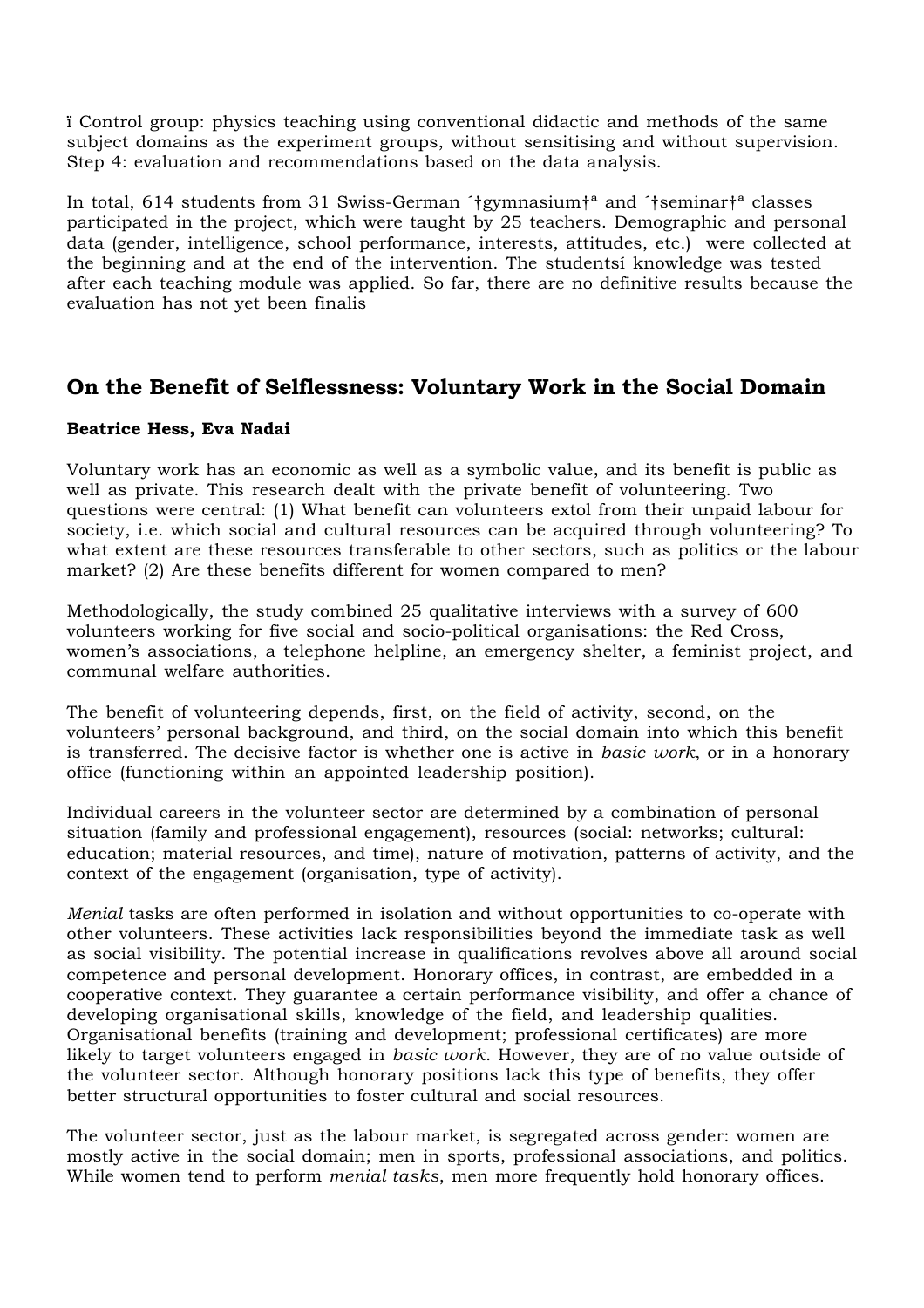ï Control group: physics teaching using conventional didactic and methods of the same subject domains as the experiment groups, without sensitising and without supervision.
Step 4: evaluation and recommendations based on the data analysis.

In total, 614 students from 31 Swiss-German ´†gymnasium†ª and ´†seminar†ª classes participated in the project, which were taught by 25 teachers. Demographic and personal data (gender, intelligence, school performance, interests, attitudes, etc.) were collected at the beginning and at the end of the intervention. The studentsí knowledge was tested after each teaching module was applied. So far, there are no definitive results because the evaluation has not yet been finalis

## On the Benefit of Selflessness: Voluntary Work in the Social Domain

**Beatrice Hess, Eva Nadai**

Voluntary work has an economic as well as a symbolic value, and its benefit is public as well as private. This research dealt with the private benefit of volunteering. Two questions were central: (1) What benefit can volunteers extol from their unpaid labour for society, i.e. which social and cultural resources can be acquired through volunteering? To what extent are these resources transferable to other sectors, such as politics or the labour market? (2) Are these benefits different for women compared to men?

Methodologically, the study combined 25 qualitative interviews with a survey of 600 volunteers working for five social and socio-political organisations: the Red Cross, women's associations, a telephone helpline, an emergency shelter, a feminist project, and communal welfare authorities.

The benefit of volunteering depends, first, on the field of activity, second, on the volunteers' personal background, and third, on the social domain into which this benefit is transferred. The decisive factor is whether one is active in *basic work*, or in a honorary office (functioning within an appointed leadership position).

Individual careers in the volunteer sector are determined by a combination of personal situation (family and professional engagement), resources (social: networks; cultural: education; material resources, and time), nature of motivation, patterns of activity, and the context of the engagement (organisation, type of activity).

*Menial* tasks are often performed in isolation and without opportunities to co-operate with other volunteers. These activities lack responsibilities beyond the immediate task as well as social visibility. The potential increase in qualifications revolves above all around social competence and personal development. Honorary offices, in contrast, are embedded in a cooperative context. They guarantee a certain performance visibility, and offer a chance of developing organisational skills, knowledge of the field, and leadership qualities. Organisational benefits (training and development; professional certificates) are more likely to target volunteers engaged in *basic work*. However, they are of no value outside of the volunteer sector. Although honorary positions lack this type of benefits, they offer better structural opportunities to foster cultural and social resources.

The volunteer sector, just as the labour market, is segregated across gender: women are mostly active in the social domain; men in sports, professional associations, and politics. While women tend to perform *menial tasks*, men more frequently hold honorary offices.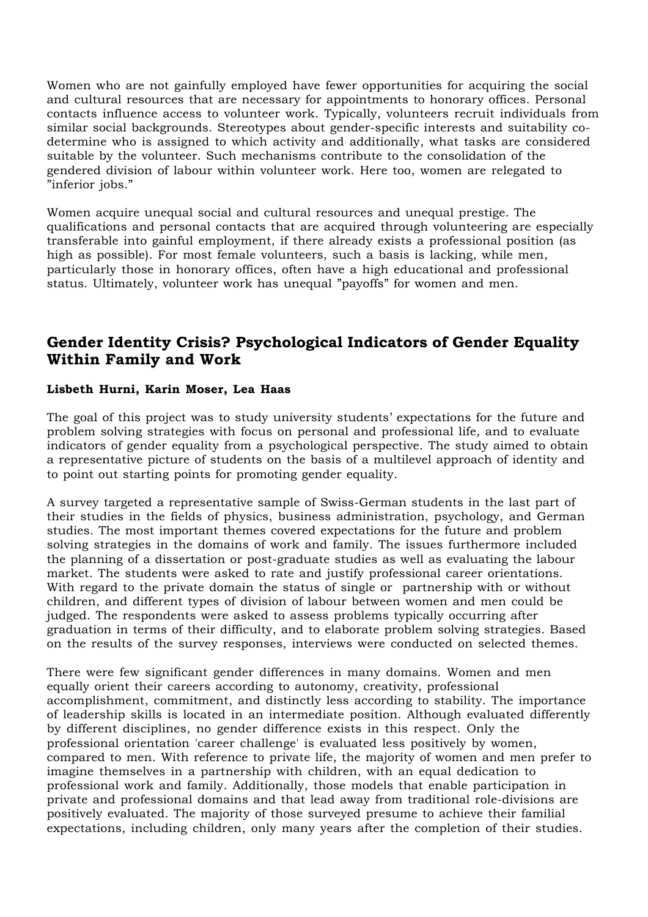Women who are not gainfully employed have fewer opportunities for acquiring the social and cultural resources that are necessary for appointments to honorary offices. Personal contacts influence access to volunteer work. Typically, volunteers recruit individuals from similar social backgrounds. Stereotypes about gender-specific interests and suitability co-determine who is assigned to which activity and additionally, what tasks are considered suitable by the volunteer. Such mechanisms contribute to the consolidation of the gendered division of labour within volunteer work. Here too, women are relegated to "inferior jobs."

Women acquire unequal social and cultural resources and unequal prestige. The qualifications and personal contacts that are acquired through volunteering are especially transferable into gainful employment, if there already exists a professional position (as high as possible). For most female volunteers, such a basis is lacking, while men, particularly those in honorary offices, often have a high educational and professional status. Ultimately, volunteer work has unequal "payoffs" for women and men.

## Gender Identity Crisis? Psychological Indicators of Gender Equality Within Family and Work

**Lisbeth Hurni, Karin Moser, Lea Haas**

The goal of this project was to study university students' expectations for the future and problem solving strategies with focus on personal and professional life, and to evaluate indicators of gender equality from a psychological perspective. The study aimed to obtain a representative picture of students on the basis of a multilevel approach of identity and to point out starting points for promoting gender equality.

A survey targeted a representative sample of Swiss-German students in the last part of their studies in the fields of physics, business administration, psychology, and German studies. The most important themes covered expectations for the future and problem solving strategies in the domains of work and family. The issues furthermore included the planning of a dissertation or post-graduate studies as well as evaluating the labour market. The students were asked to rate and justify professional career orientations. With regard to the private domain the status of single or partnership with or without children, and different types of division of labour between women and men could be judged. The respondents were asked to assess problems typically occurring after graduation in terms of their difficulty, and to elaborate problem solving strategies. Based on the results of the survey responses, interviews were conducted on selected themes.

There were few significant gender differences in many domains. Women and men equally orient their careers according to autonomy, creativity, professional accomplishment, commitment, and distinctly less according to stability. The importance of leadership skills is located in an intermediate position. Although evaluated differently by different disciplines, no gender difference exists in this respect. Only the professional orientation 'career challenge' is evaluated less positively by women, compared to men. With reference to private life, the majority of women and men prefer to imagine themselves in a partnership with children, with an equal dedication to professional work and family. Additionally, those models that enable participation in private and professional domains and that lead away from traditional role-divisions are positively evaluated. The majority of those surveyed presume to achieve their familial expectations, including children, only many years after the completion of their studies.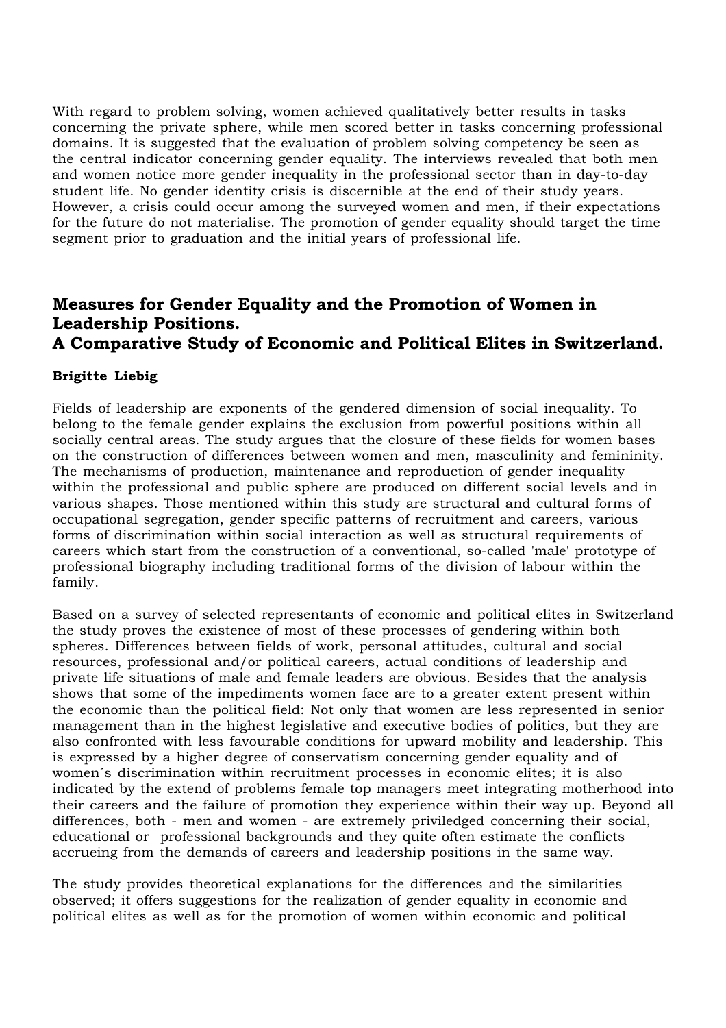With regard to problem solving, women achieved qualitatively better results in tasks concerning the private sphere, while men scored better in tasks concerning professional domains. It is suggested that the evaluation of problem solving competency be seen as the central indicator concerning gender equality. The interviews revealed that both men and women notice more gender inequality in the professional sector than in day-to-day student life. No gender identity crisis is discernible at the end of their study years. However, a crisis could occur among the surveyed women and men, if their expectations for the future do not materialise. The promotion of gender equality should target the time segment prior to graduation and the initial years of professional life.

## Measures for Gender Equality and the Promotion of Women in Leadership Positions. A Comparative Study of Economic and Political Elites in Switzerland.

**Brigitte Liebig**

Fields of leadership are exponents of the gendered dimension of social inequality. To belong to the female gender explains the exclusion from powerful positions within all socially central areas. The study argues that the closure of these fields for women bases on the construction of differences between women and men, masculinity and femininity. The mechanisms of production, maintenance and reproduction of gender inequality within the professional and public sphere are produced on different social levels and in various shapes. Those mentioned within this study are structural and cultural forms of occupational segregation, gender specific patterns of recruitment and careers, various forms of discrimination within social interaction as well as structural requirements of careers which start from the construction of a conventional, so-called 'male' prototype of professional biography including traditional forms of the division of labour within the family.

Based on a survey of selected representants of economic and political elites in Switzerland the study proves the existence of most of these processes of gendering within both spheres. Differences between fields of work, personal attitudes, cultural and social resources, professional and/or political careers, actual conditions of leadership and private life situations of male and female leaders are obvious. Besides that the analysis shows that some of the impediments women face are to a greater extent present within the economic than the political field: Not only that women are less represented in senior management than in the highest legislative and executive bodies of politics, but they are also confronted with less favourable conditions for upward mobility and leadership. This is expressed by a higher degree of conservatism concerning gender equality and of women´s discrimination within recruitment processes in economic elites; it is also indicated by the extend of problems female top managers meet integrating motherhood into their careers and the failure of promotion they experience within their way up. Beyond all differences, both - men and women - are extremely priviledged concerning their social, educational or professional backgrounds and they quite often estimate the conflicts accrueing from the demands of careers and leadership positions in the same way.

The study provides theoretical explanations for the differences and the similarities observed; it offers suggestions for the realization of gender equality in economic and political elites as well as for the promotion of women within economic and political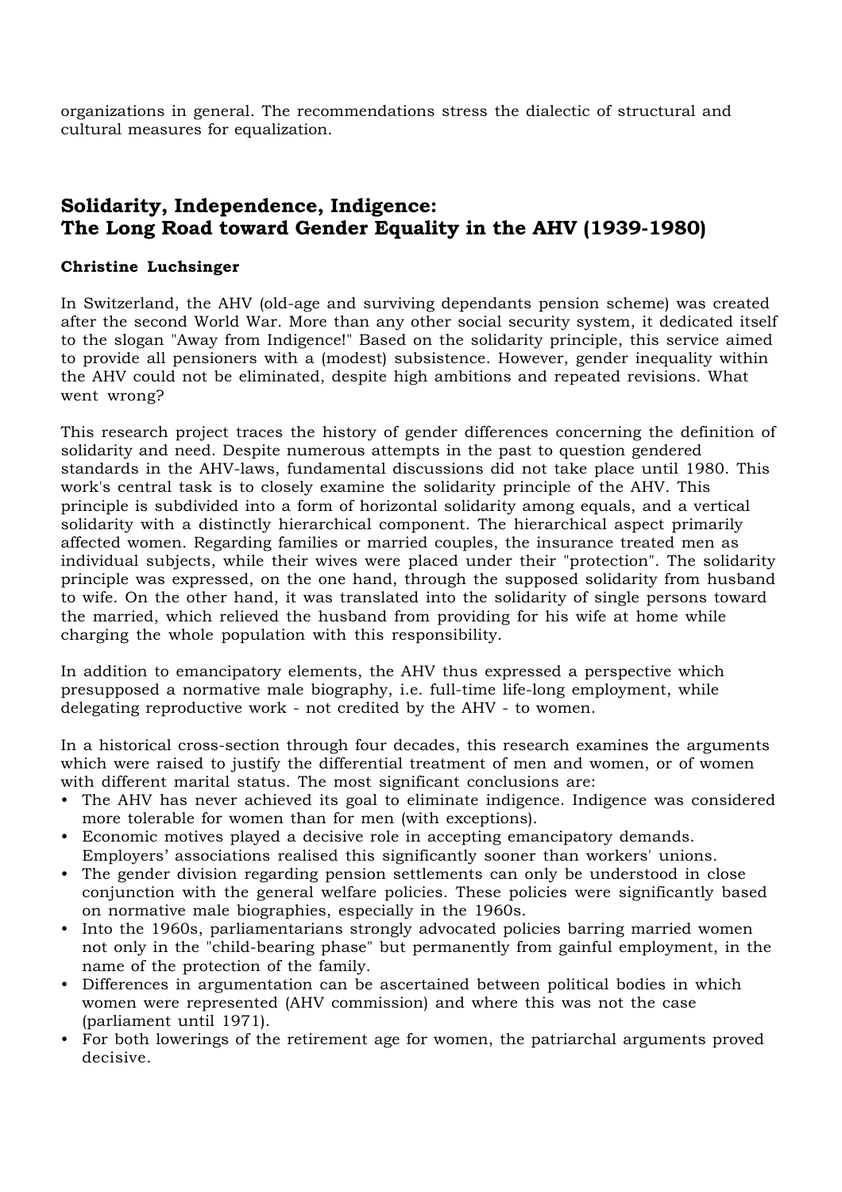organizations in general. The recommendations stress the dialectic of structural and cultural measures for equalization.

## Solidarity, Independence, Indigence: The Long Road toward Gender Equality in the AHV (1939-1980)

**Christine Luchsinger**

In Switzerland, the AHV (old-age and surviving dependants pension scheme) was created after the second World War. More than any other social security system, it dedicated itself to the slogan "Away from Indigence!" Based on the solidarity principle, this service aimed to provide all pensioners with a (modest) subsistence. However, gender inequality within the AHV could not be eliminated, despite high ambitions and repeated revisions. What went wrong?

This research project traces the history of gender differences concerning the definition of solidarity and need. Despite numerous attempts in the past to question gendered standards in the AHV-laws, fundamental discussions did not take place until 1980. This work's central task is to closely examine the solidarity principle of the AHV. This principle is subdivided into a form of horizontal solidarity among equals, and a vertical solidarity with a distinctly hierarchical component. The hierarchical aspect primarily affected women. Regarding families or married couples, the insurance treated men as individual subjects, while their wives were placed under their "protection". The solidarity principle was expressed, on the one hand, through the supposed solidarity from husband to wife. On the other hand, it was translated into the solidarity of single persons toward the married, which relieved the husband from providing for his wife at home while charging the whole population with this responsibility.

In addition to emancipatory elements, the AHV thus expressed a perspective which presupposed a normative male biography, i.e. full-time life-long employment, while delegating reproductive work - not credited by the AHV - to women.

In a historical cross-section through four decades, this research examines the arguments which were raised to justify the differential treatment of men and women, or of women with different marital status. The most significant conclusions are:

- The AHV has never achieved its goal to eliminate indigence. Indigence was considered more tolerable for women than for men (with exceptions).
- Economic motives played a decisive role in accepting emancipatory demands. Employers' associations realised this significantly sooner than workers' unions.
- The gender division regarding pension settlements can only be understood in close conjunction with the general welfare policies. These policies were significantly based on normative male biographies, especially in the 1960s.
- Into the 1960s, parliamentarians strongly advocated policies barring married women not only in the "child-bearing phase" but permanently from gainful employment, in the name of the protection of the family.
- Differences in argumentation can be ascertained between political bodies in which women were represented (AHV commission) and where this was not the case (parliament until 1971).
- For both lowerings of the retirement age for women, the patriarchal arguments proved decisive.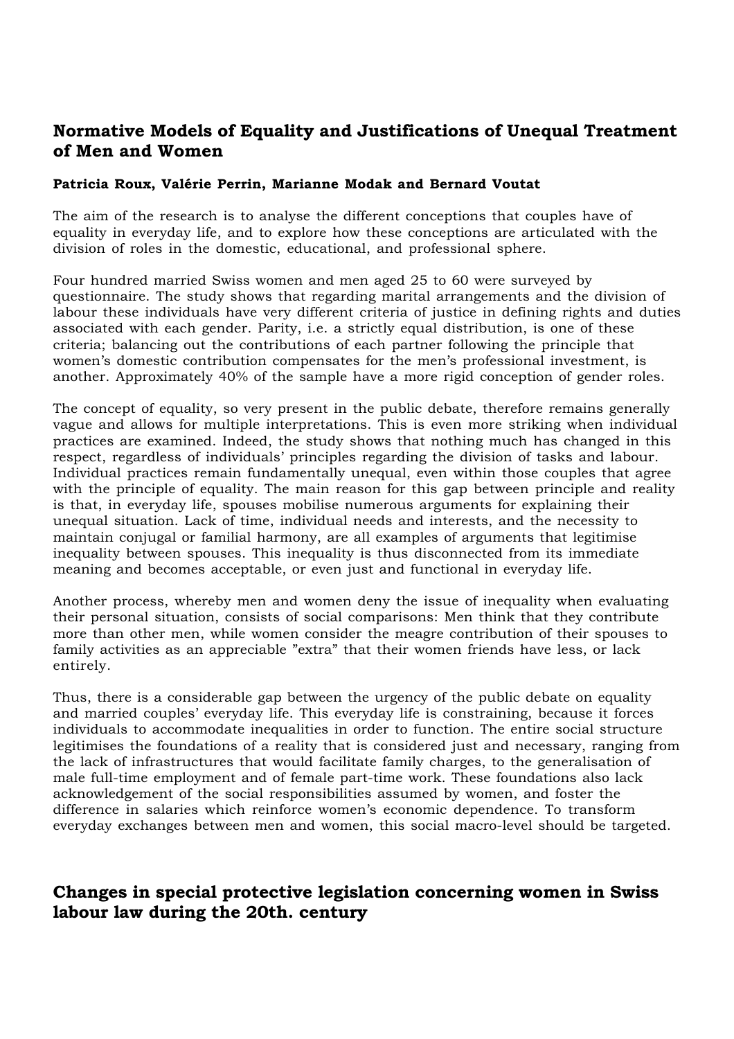## Normative Models of Equality and Justifications of Unequal Treatment of Men and Women

**Patricia Roux, Valérie Perrin, Marianne Modak and Bernard Voutat**

The aim of the research is to analyse the different conceptions that couples have of equality in everyday life, and to explore how these conceptions are articulated with the division of roles in the domestic, educational, and professional sphere.

Four hundred married Swiss women and men aged 25 to 60 were surveyed by questionnaire. The study shows that regarding marital arrangements and the division of labour these individuals have very different criteria of justice in defining rights and duties associated with each gender. Parity, i.e. a strictly equal distribution, is one of these criteria; balancing out the contributions of each partner following the principle that women's domestic contribution compensates for the men's professional investment, is another. Approximately 40% of the sample have a more rigid conception of gender roles.

The concept of equality, so very present in the public debate, therefore remains generally vague and allows for multiple interpretations. This is even more striking when individual practices are examined. Indeed, the study shows that nothing much has changed in this respect, regardless of individuals' principles regarding the division of tasks and labour. Individual practices remain fundamentally unequal, even within those couples that agree with the principle of equality. The main reason for this gap between principle and reality is that, in everyday life, spouses mobilise numerous arguments for explaining their unequal situation. Lack of time, individual needs and interests, and the necessity to maintain conjugal or familial harmony, are all examples of arguments that legitimise inequality between spouses. This inequality is thus disconnected from its immediate meaning and becomes acceptable, or even just and functional in everyday life.

Another process, whereby men and women deny the issue of inequality when evaluating their personal situation, consists of social comparisons: Men think that they contribute more than other men, while women consider the meagre contribution of their spouses to family activities as an appreciable "extra" that their women friends have less, or lack entirely.

Thus, there is a considerable gap between the urgency of the public debate on equality and married couples' everyday life. This everyday life is constraining, because it forces individuals to accommodate inequalities in order to function. The entire social structure legitimises the foundations of a reality that is considered just and necessary, ranging from the lack of infrastructures that would facilitate family charges, to the generalisation of male full-time employment and of female part-time work. These foundations also lack acknowledgement of the social responsibilities assumed by women, and foster the difference in salaries which reinforce women's economic dependence. To transform everyday exchanges between men and women, this social macro-level should be targeted.

## Changes in special protective legislation concerning women in Swiss labour law during the 20th. century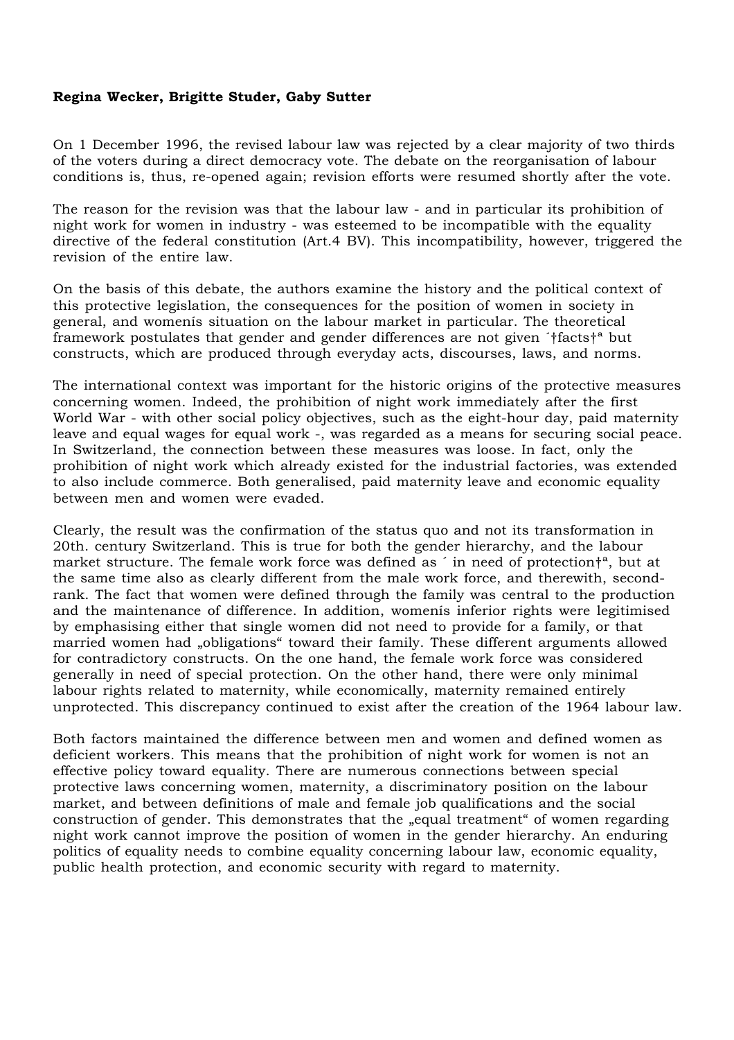**Regina Wecker, Brigitte Studer, Gaby Sutter**

On 1 December 1996, the revised labour law was rejected by a clear majority of two thirds of the voters during a direct democracy vote. The debate on the reorganisation of labour conditions is, thus, re-opened again; revision efforts were resumed shortly after the vote.

The reason for the revision was that the labour law - and in particular its prohibition of night work for women in industry - was esteemed to be incompatible with the equality directive of the federal constitution (Art.4 BV). This incompatibility, however, triggered the revision of the entire law.

On the basis of this debate, the authors examine the history and the political context of this protective legislation, the consequences for the position of women in society in general, and womenís situation on the labour market in particular. The theoretical framework postulates that gender and gender differences are not given ´†facts†ª but constructs, which are produced through everyday acts, discourses, laws, and norms.

The international context was important for the historic origins of the protective measures concerning women. Indeed, the prohibition of night work immediately after the first World War - with other social policy objectives, such as the eight-hour day, paid maternity leave and equal wages for equal work -, was regarded as a means for securing social peace. In Switzerland, the connection between these measures was loose. In fact, only the prohibition of night work which already existed for the industrial factories, was extended to also include commerce. Both generalised, paid maternity leave and economic equality between men and women were evaded.

Clearly, the result was the confirmation of the status quo and not its transformation in 20th. century Switzerland. This is true for both the gender hierarchy, and the labour market structure. The female work force was defined as ´ in need of protection†ª, but at the same time also as clearly different from the male work force, and therewith, second-rank. The fact that women were defined through the family was central to the production and the maintenance of difference. In addition, womenís inferior rights were legitimised by emphasising either that single women did not need to provide for a family, or that married women had „obligations" toward their family. These different arguments allowed for contradictory constructs. On the one hand, the female work force was considered generally in need of special protection. On the other hand, there were only minimal labour rights related to maternity, while economically, maternity remained entirely unprotected. This discrepancy continued to exist after the creation of the 1964 labour law.

Both factors maintained the difference between men and women and defined women as deficient workers. This means that the prohibition of night work for women is not an effective policy toward equality. There are numerous connections between special protective laws concerning women, maternity, a discriminatory position on the labour market, and between definitions of male and female job qualifications and the social construction of gender. This demonstrates that the „equal treatment" of women regarding night work cannot improve the position of women in the gender hierarchy. An enduring politics of equality needs to combine equality concerning labour law, economic equality, public health protection, and economic security with regard to maternity.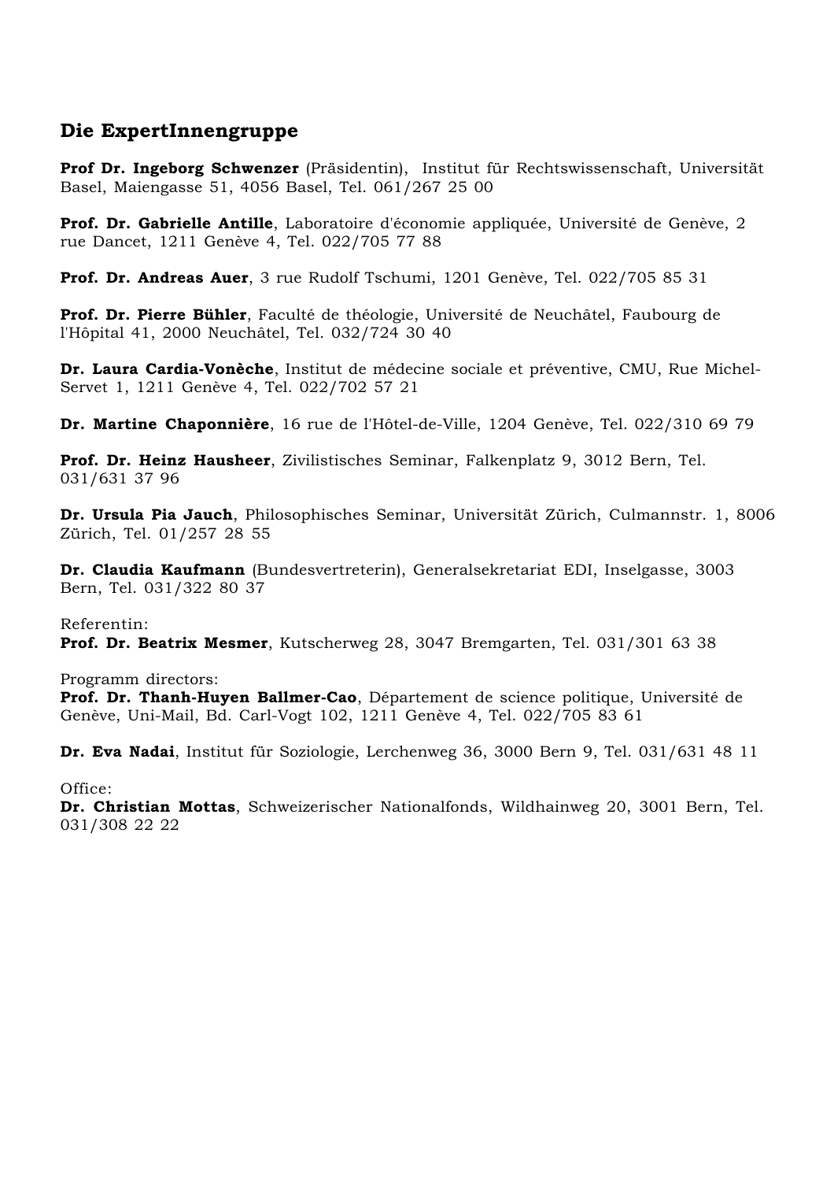## Die ExpertInnengruppe

**Prof Dr. Ingeborg Schwenzer** (Präsidentin), Institut für Rechtswissenschaft, Universität Basel, Maiengasse 51, 4056 Basel, Tel. 061/267 25 00

**Prof. Dr. Gabrielle Antille**, Laboratoire d'économie appliquée, Université de Genève, 2 rue Dancet, 1211 Genève 4, Tel. 022/705 77 88

**Prof. Dr. Andreas Auer**, 3 rue Rudolf Tschumi, 1201 Genève, Tel. 022/705 85 31

**Prof. Dr. Pierre Bühler**, Faculté de théologie, Université de Neuchâtel, Faubourg de l'Hôpital 41, 2000 Neuchâtel, Tel. 032/724 30 40

**Dr. Laura Cardia-Vonèche**, Institut de médecine sociale et préventive, CMU, Rue Michel-Servet 1, 1211 Genève 4, Tel. 022/702 57 21

**Dr. Martine Chaponnière**, 16 rue de l'Hôtel-de-Ville, 1204 Genève, Tel. 022/310 69 79

**Prof. Dr. Heinz Hausheer**, Zivilistisches Seminar, Falkenplatz 9, 3012 Bern, Tel. 031/631 37 96

**Dr. Ursula Pia Jauch**, Philosophisches Seminar, Universität Zürich, Culmannstr. 1, 8006 Zürich, Tel. 01/257 28 55

**Dr. Claudia Kaufmann** (Bundesvertreterin), Generalsekretariat EDI, Inselgasse, 3003 Bern, Tel. 031/322 80 37

Referentin:
**Prof. Dr. Beatrix Mesmer**, Kutscherweg 28, 3047 Bremgarten, Tel. 031/301 63 38

Programm directors:
**Prof. Dr. Thanh-Huyen Ballmer-Cao**, Département de science politique, Université de Genève, Uni-Mail, Bd. Carl-Vogt 102, 1211 Genève 4, Tel. 022/705 83 61

**Dr. Eva Nadai**, Institut für Soziologie, Lerchenweg 36, 3000 Bern 9, Tel. 031/631 48 11

Office:
**Dr. Christian Mottas**, Schweizerischer Nationalfonds, Wildhainweg 20, 3001 Bern, Tel. 031/308 22 22